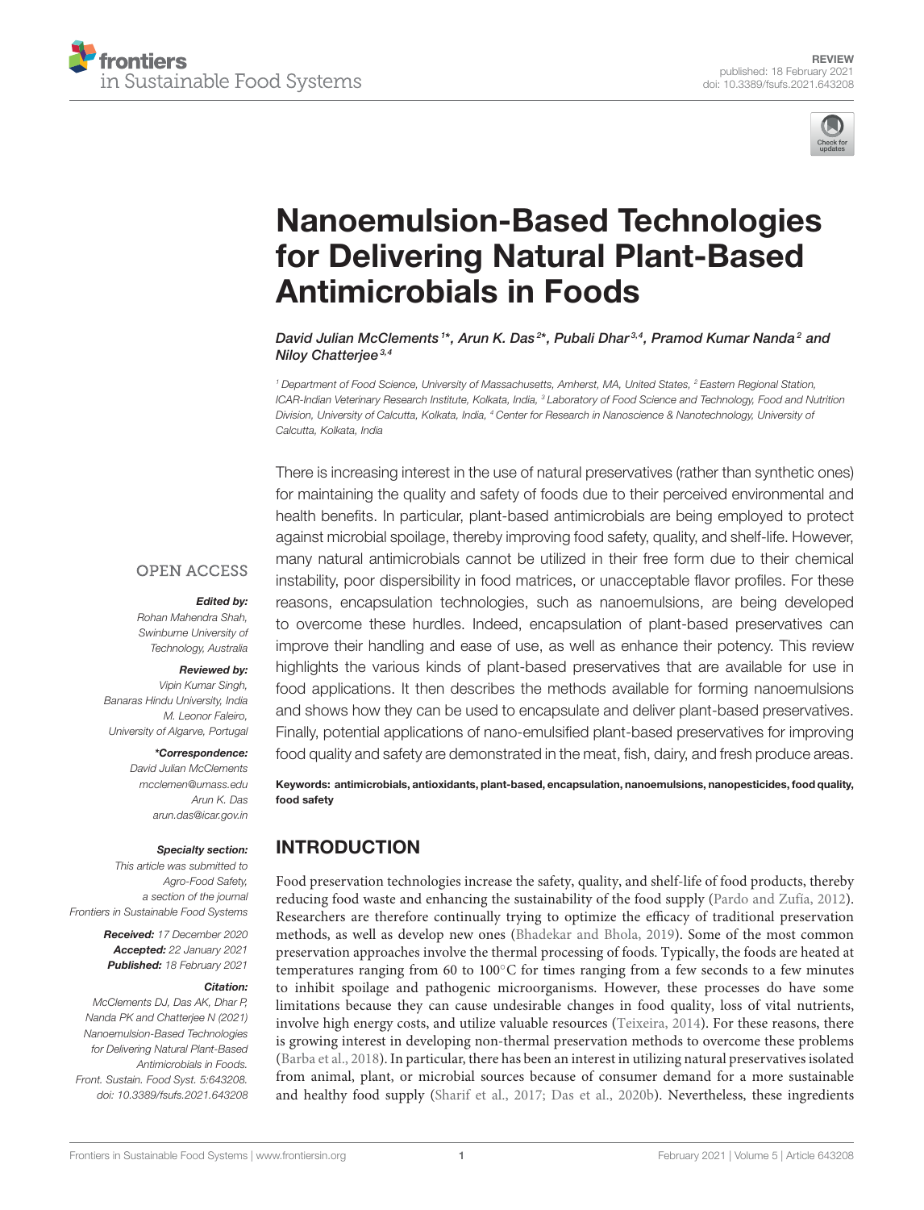REVIEW
published: 18 February 2021
doi: 10.3389/fsufs.2021.643208

# Nanoemulsion-Based Technologies for Delivering Natural Plant-Based Antimicrobials in Foods

*David Julian McClements[1]\*, Arun K. Das[2]\*, Pubali Dhar[3,4], Pramod Kumar Nanda[2] and Niloy Chatterjee[3,4]*

[1] Department of Food Science, University of Massachusetts, Amherst, MA, United States, [2] Eastern Regional Station, ICAR-Indian Veterinary Research Institute, Kolkata, India, [3] Laboratory of Food Science and Technology, Food and Nutrition Division, University of Calcutta, Kolkata, India, [4] Center for Research in Nanoscience & Nanotechnology, University of Calcutta, Kolkata, India

OPEN ACCESS

***Edited by:***
Rohan Mahendra Shah,
Swinburne University of Technology, Australia

***Reviewed by:***
Vipin Kumar Singh,
Banaras Hindu University, India
M. Leonor Faleiro,
University of Algarve, Portugal

***\*Correspondence:***
David Julian McClements
mcclemen@umass.edu
Arun K. Das
arun.das@icar.gov.in

***Specialty section:***
This article was submitted to Agro-Food Safety,
a section of the journal
Frontiers in Sustainable Food Systems

***Received:*** 17 December 2020
***Accepted:*** 22 January 2021
***Published:*** 18 February 2021

***Citation:***
McClements DJ, Das AK, Dhar P, Nanda PK and Chatterjee N (2021) Nanoemulsion-Based Technologies for Delivering Natural Plant-Based Antimicrobials in Foods. Front. Sustain. Food Syst. 5:643208. doi: 10.3389/fsufs.2021.643208

There is increasing interest in the use of natural preservatives (rather than synthetic ones) for maintaining the quality and safety of foods due to their perceived environmental and health benefits. In particular, plant-based antimicrobials are being employed to protect against microbial spoilage, thereby improving food safety, quality, and shelf-life. However, many natural antimicrobials cannot be utilized in their free form due to their chemical instability, poor dispersibility in food matrices, or unacceptable flavor profiles. For these reasons, encapsulation technologies, such as nanoemulsions, are being developed to overcome these hurdles. Indeed, encapsulation of plant-based preservatives can improve their handling and ease of use, as well as enhance their potency. This review highlights the various kinds of plant-based preservatives that are available for use in food applications. It then describes the methods available for forming nanoemulsions and shows how they can be used to encapsulate and deliver plant-based preservatives. Finally, potential applications of nano-emulsified plant-based preservatives for improving food quality and safety are demonstrated in the meat, fish, dairy, and fresh produce areas.

**Keywords: antimicrobials, antioxidants, plant-based, encapsulation, nanoemulsions, nanopesticides, food quality, food safety**

## INTRODUCTION

Food preservation technologies increase the safety, quality, and shelf-life of food products, thereby reducing food waste and enhancing the sustainability of the food supply (Pardo and Zufía, 2012). Researchers are therefore continually trying to optimize the efficacy of traditional preservation methods, as well as develop new ones (Bhadekar and Bhola, 2019). Some of the most common preservation approaches involve the thermal processing of foods. Typically, the foods are heated at temperatures ranging from 60 to 100°C for times ranging from a few seconds to a few minutes to inhibit spoilage and pathogenic microorganisms. However, these processes do have some limitations because they can cause undesirable changes in food quality, loss of vital nutrients, involve high energy costs, and utilize valuable resources (Teixeira, 2014). For these reasons, there is growing interest in developing non-thermal preservation methods to overcome these problems (Barba et al., 2018). In particular, there has been an interest in utilizing natural preservatives isolated from animal, plant, or microbial sources because of consumer demand for a more sustainable and healthy food supply (Sharif et al., 2017; Das et al., 2020b). Nevertheless, these ingredients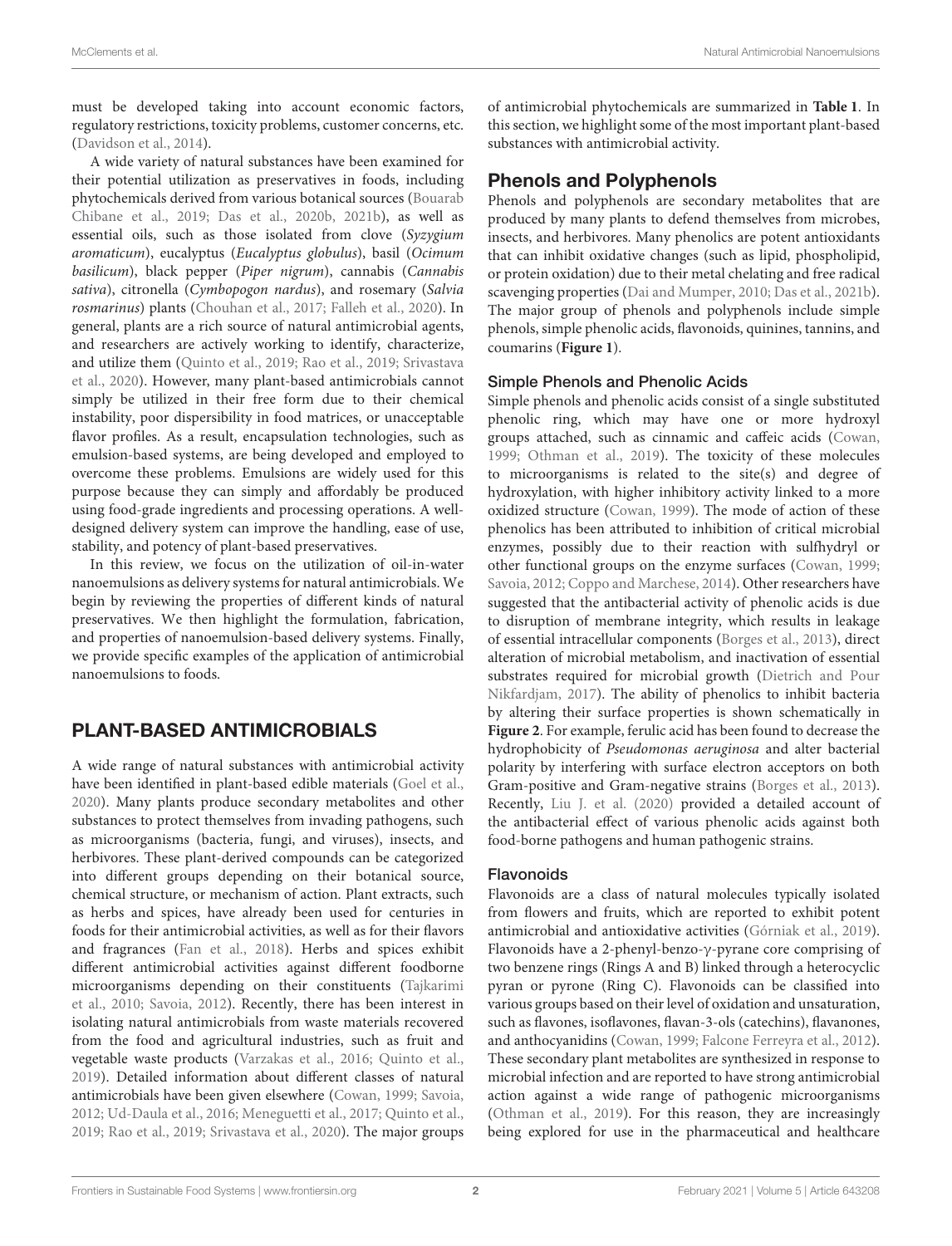must be developed taking into account economic factors, regulatory restrictions, toxicity problems, customer concerns, etc. (Davidson et al., 2014).

A wide variety of natural substances have been examined for their potential utilization as preservatives in foods, including phytochemicals derived from various botanical sources (Bouarab Chibane et al., 2019; Das et al., 2020b, 2021b), as well as essential oils, such as those isolated from clove (*Syzygium aromaticum*), eucalyptus (*Eucalyptus globulus*), basil (*Ocimum basilicum*), black pepper (*Piper nigrum*), cannabis (*Cannabis sativa*), citronella (*Cymbopogon nardus*), and rosemary (*Salvia rosmarinus*) plants (Chouhan et al., 2017; Falleh et al., 2020). In general, plants are a rich source of natural antimicrobial agents, and researchers are actively working to identify, characterize, and utilize them (Quinto et al., 2019; Rao et al., 2019; Srivastava et al., 2020). However, many plant-based antimicrobials cannot simply be utilized in their free form due to their chemical instability, poor dispersibility in food matrices, or unacceptable flavor profiles. As a result, encapsulation technologies, such as emulsion-based systems, are being developed and employed to overcome these problems. Emulsions are widely used for this purpose because they can simply and affordably be produced using food-grade ingredients and processing operations. A well-designed delivery system can improve the handling, ease of use, stability, and potency of plant-based preservatives.

In this review, we focus on the utilization of oil-in-water nanoemulsions as delivery systems for natural antimicrobials. We begin by reviewing the properties of different kinds of natural preservatives. We then highlight the formulation, fabrication, and properties of nanoemulsion-based delivery systems. Finally, we provide specific examples of the application of antimicrobial nanoemulsions to foods.

## PLANT-BASED ANTIMICROBIALS

A wide range of natural substances with antimicrobial activity have been identified in plant-based edible materials (Goel et al., 2020). Many plants produce secondary metabolites and other substances to protect themselves from invading pathogens, such as microorganisms (bacteria, fungi, and viruses), insects, and herbivores. These plant-derived compounds can be categorized into different groups depending on their botanical source, chemical structure, or mechanism of action. Plant extracts, such as herbs and spices, have already been used for centuries in foods for their antimicrobial activities, as well as for their flavors and fragrances (Fan et al., 2018). Herbs and spices exhibit different antimicrobial activities against different foodborne microorganisms depending on their constituents (Tajkarimi et al., 2010; Savoia, 2012). Recently, there has been interest in isolating natural antimicrobials from waste materials recovered from the food and agricultural industries, such as fruit and vegetable waste products (Varzakas et al., 2016; Quinto et al., 2019). Detailed information about different classes of natural antimicrobials have been given elsewhere (Cowan, 1999; Savoia, 2012; Ud-Daula et al., 2016; Meneguetti et al., 2017; Quinto et al., 2019; Rao et al., 2019; Srivastava et al., 2020). The major groups of antimicrobial phytochemicals are summarized in **Table 1**. In this section, we highlight some of the most important plant-based substances with antimicrobial activity.

## Phenols and Polyphenols

Phenols and polyphenols are secondary metabolites that are produced by many plants to defend themselves from microbes, insects, and herbivores. Many phenolics are potent antioxidants that can inhibit oxidative changes (such as lipid, phospholipid, or protein oxidation) due to their metal chelating and free radical scavenging properties (Dai and Mumper, 2010; Das et al., 2021b). The major group of phenols and polyphenols include simple phenols, simple phenolic acids, flavonoids, quinines, tannins, and coumarins (**Figure 1**).

### Simple Phenols and Phenolic Acids

Simple phenols and phenolic acids consist of a single substituted phenolic ring, which may have one or more hydroxyl groups attached, such as cinnamic and caffeic acids (Cowan, 1999; Othman et al., 2019). The toxicity of these molecules to microorganisms is related to the site(s) and degree of hydroxylation, with higher inhibitory activity linked to a more oxidized structure (Cowan, 1999). The mode of action of these phenolics has been attributed to inhibition of critical microbial enzymes, possibly due to their reaction with sulfhydryl or other functional groups on the enzyme surfaces (Cowan, 1999; Savoia, 2012; Coppo and Marchese, 2014). Other researchers have suggested that the antibacterial activity of phenolic acids is due to disruption of membrane integrity, which results in leakage of essential intracellular components (Borges et al., 2013), direct alteration of microbial metabolism, and inactivation of essential substrates required for microbial growth (Dietrich and Pour Nikfardjam, 2017). The ability of phenolics to inhibit bacteria by altering their surface properties is shown schematically in **Figure 2**. For example, ferulic acid has been found to decrease the hydrophobicity of *Pseudomonas aeruginosa* and alter bacterial polarity by interfering with surface electron acceptors on both Gram-positive and Gram-negative strains (Borges et al., 2013). Recently, Liu J. et al. (2020) provided a detailed account of the antibacterial effect of various phenolic acids against both food-borne pathogens and human pathogenic strains.

### Flavonoids

Flavonoids are a class of natural molecules typically isolated from flowers and fruits, which are reported to exhibit potent antimicrobial and antioxidative activities (Górniak et al., 2019). Flavonoids have a 2-phenyl-benzo-γ-pyrane core comprising of two benzene rings (Rings A and B) linked through a heterocyclic pyran or pyrone (Ring C). Flavonoids can be classified into various groups based on their level of oxidation and unsaturation, such as flavones, isoflavones, flavan-3-ols (catechins), flavanones, and anthocyanidins (Cowan, 1999; Falcone Ferreyra et al., 2012). These secondary plant metabolites are synthesized in response to microbial infection and are reported to have strong antimicrobial action against a wide range of pathogenic microorganisms (Othman et al., 2019). For this reason, they are increasingly being explored for use in the pharmaceutical and healthcare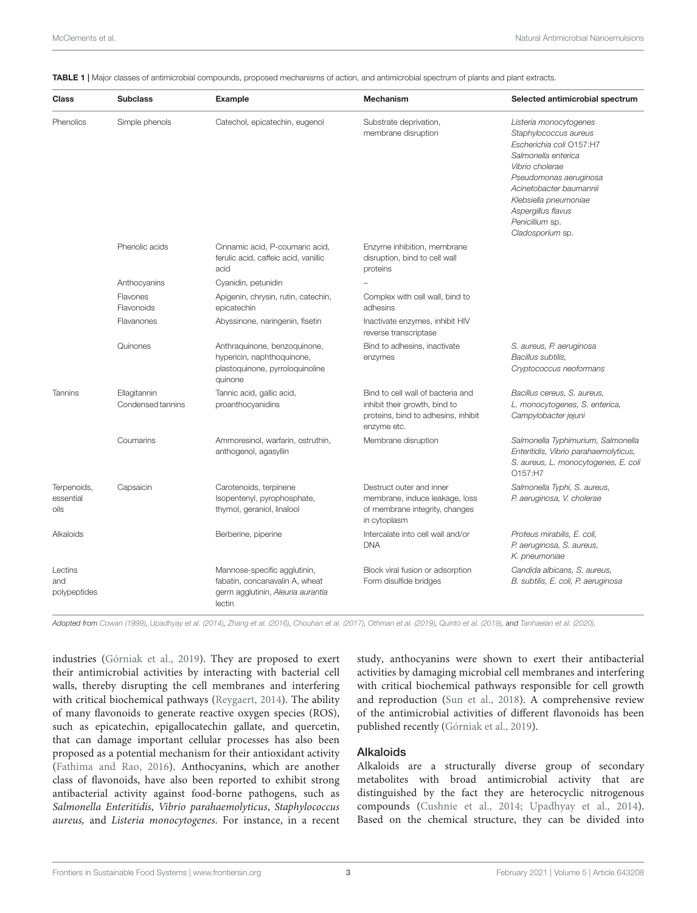**TABLE 1 |** Major classes of antimicrobial compounds, proposed mechanisms of action, and antimicrobial spectrum of plants and plant extracts.

| Class | Subclass | Example | Mechanism | Selected antimicrobial spectrum |
|---|---|---|---|---|
| Phenolics | Simple phenols | Catechol, epicatechin, eugenol | Substrate deprivation, membrane disruption | *Listeria monocytogenes* *Staphylococcus aureus* *Escherichia coli* O157:H7 *Salmonella enterica* *Vibrio cholerae* *Pseudomonas aeruginosa* *Acinetobacter baumannii* *Klebsiella pneumoniae* *Aspergillus flavus* *Penicillium* sp. *Cladosporium* sp. |
| | Phenolic acids | Cinnamic acid, P-coumaric acid, ferulic acid, caffeic acid, vanillic acid | Enzyme inhibition, membrane disruption, bind to cell wall proteins | |
| | Anthocyanins | Cyanidin, petunidin | – | |
| | Flavones Flavonoids | Apigenin, chrysin, rutin, catechin, epicatechin | Complex with cell wall, bind to adhesins | |
| | Flavanones | Abyssinone, naringenin, fisetin | Inactivate enzymes, inhibit HIV reverse transcriptase | |
| | Quinones | Anthraquinone, benzoquinone, hypericin, naphthoquinone, plastoquinone, pyrroloquinoline quinone | Bind to adhesins, inactivate enzymes | *S. aureus, P. aeruginosa* *Bacillus subtilis,* *Cryptococcus neoformans* |
| Tannins | Ellagitannin Condensed tannins | Tannic acid, gallic acid, proanthocyanidins | Bind to cell wall of bacteria and inhibit their growth, bind to proteins, bind to adhesins, inhibit enzyme etc. | *Bacillus cereus, S. aureus, L. monocytogenes, S. enterica, Campylobacter jejuni* |
| | Coumarins | Ammoresinol, warfarin, ostruthin, anthogenol, agasyllin | Membrane disruption | *Salmonella Typhimurium, Salmonella Enteritidis, Vibrio parahaemolyticus, S. aureus, L. monocytogenes, E. coli* O157:H7 |
| Terpenoids, essential oils | Capsaicin | Carotenoids, terpinene Isopentenyl, pyrophosphate, thymol, geraniol, linalool | Destruct outer and inner membrane, induce leakage, loss of membrane integrity, changes in cytoplasm | *Salmonella Typhi, S. aureus, P. aeruginosa, V. cholerae* |
| Alkaloids | | Berberine, piperine | Intercalate into cell wall and/or DNA | *Proteus mirabilis, E. coli, P. aeruginosa, S. aureus, K. pneumoniae* |
| Lectins and polypeptides | | Mannose-specific agglutinin, fabatin, concanavalin A, wheat germ agglutinin, *Aleuria aurantia* lectin | Block viral fusion or adsorption Form disulfide bridges | *Candida albicans, S. aureus, B. subtilis, E. coli, P. aeruginosa* |

*Adopted from Cowan (1999), Upadhyay et al. (2014), Zhang et al. (2016), Chouhan et al. (2017), Othman et al. (2019), Quinto et al. (2019), and Tanhaeian et al. (2020).*

industries (Górniak et al., 2019). They are proposed to exert their antimicrobial activities by interacting with bacterial cell walls, thereby disrupting the cell membranes and interfering with critical biochemical pathways (Reygaert, 2014). The ability of many flavonoids to generate reactive oxygen species (ROS), such as epicatechin, epigallocatechin gallate, and quercetin, that can damage important cellular processes has also been proposed as a potential mechanism for their antioxidant activity (Fathima and Rao, 2016). Anthocyanins, which are another class of flavonoids, have also been reported to exhibit strong antibacterial activity against food-borne pathogens, such as *Salmonella Enteritidis*, *Vibrio parahaemolyticus*, *Staphylococcus aureus,* and *Listeria monocytogenes.* For instance, in a recent study, anthocyanins were shown to exert their antibacterial activities by damaging microbial cell membranes and interfering with critical biochemical pathways responsible for cell growth and reproduction (Sun et al., 2018). A comprehensive review of the antimicrobial activities of different flavonoids has been published recently (Górniak et al., 2019).

### Alkaloids

Alkaloids are a structurally diverse group of secondary metabolites with broad antimicrobial activity that are distinguished by the fact they are heterocyclic nitrogenous compounds (Cushnie et al., 2014; Upadhyay et al., 2014). Based on the chemical structure, they can be divided into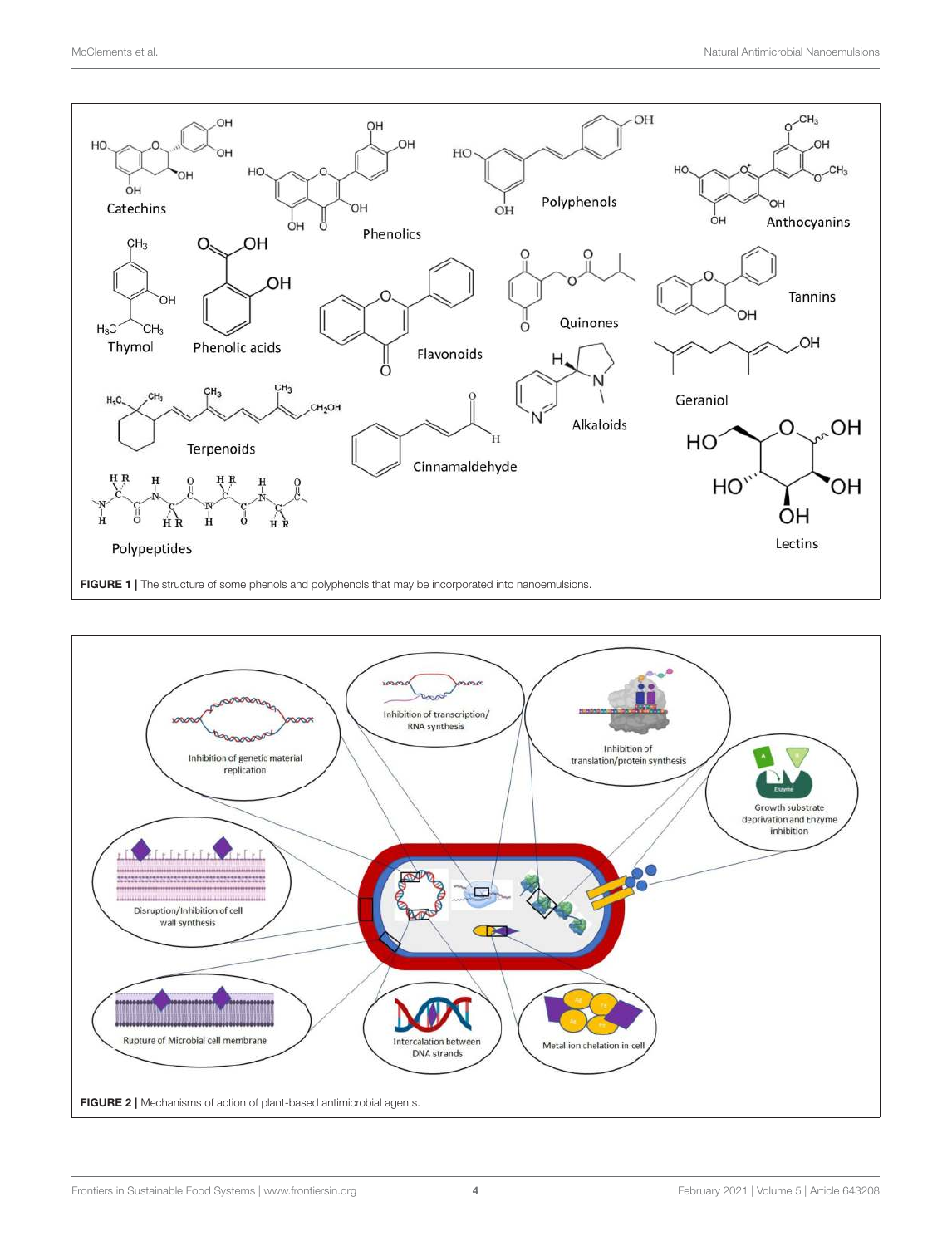**FIGURE 1** | The structure of some phenols and polyphenols that may be incorporated into nanoemulsions.

**FIGURE 2** | Mechanisms of action of plant-based antimicrobial agents.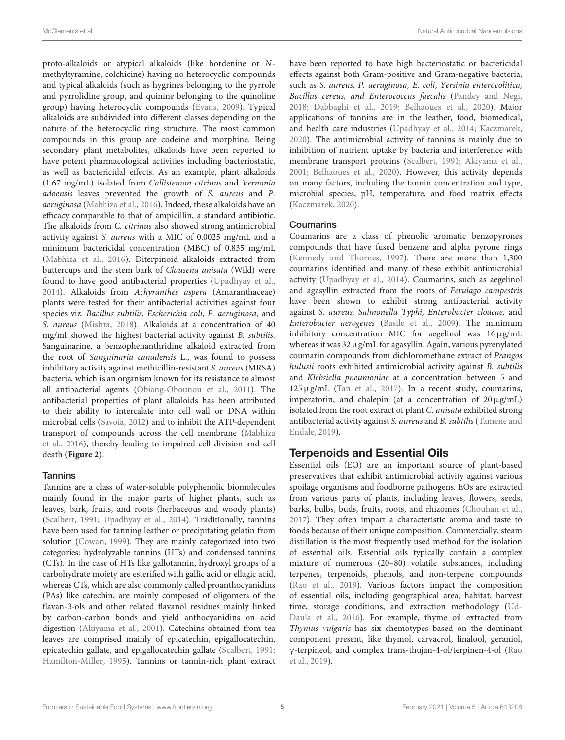proto-alkaloids or atypical alkaloids (like hordenine or N-methyltyramine, colchicine) having no heterocyclic compounds and typical alkaloids (such as hygrines belonging to the pyrrole and pyrrolidine group, and quinine belonging to the quinoline group) having heterocyclic compounds (Evans, 2009). Typical alkaloids are subdivided into different classes depending on the nature of the heterocyclic ring structure. The most common compounds in this group are codeine and morphine. Being secondary plant metabolites, alkaloids have been reported to have potent pharmacological activities including bacteriostatic, as well as bactericidal effects. As an example, plant alkaloids (1.67 mg/mL) isolated from *Callistemon citrinus* and *Vernonia adoensis* leaves prevented the growth of *S. aureus* and *P. aeruginosa* (Mabhiza et al., 2016). Indeed, these alkaloids have an efficacy comparable to that of ampicillin, a standard antibiotic. The alkaloids from *C. citrinus* also showed strong antimicrobial activity against *S. aureus* with a MIC of 0.0025 mg/mL and a minimum bactericidal concentration (MBC) of 0.835 mg/mL (Mabhiza et al., 2016). Diterpinoid alkaloids extracted from buttercups and the stem bark of *Clausena anisata* (Wild) were found to have good antibacterial properties (Upadhyay et al., 2014). Alkaloids from *Achyranthes aspera* (Amaranthaceae) plants were tested for their antibacterial activities against four species viz. *Bacillus subtilis*, *Escherichia coli*, *P. aeruginosa,* and *S. aureus* (Mishra, 2018). Alkaloids at a concentration of 40 mg/ml showed the highest bacterial activity against *B. subtilis*. Sanguinarine, a benzophenanthridine alkaloid extracted from the root of *Sanguinaria canadensis* L., was found to possess inhibitory activity against methicillin-resistant *S. aureus* (MRSA) bacteria, which is an organism known for its resistance to almost all antibacterial agents (Obiang-Obounou et al., 2011). The antibacterial properties of plant alkaloids has been attributed to their ability to intercalate into cell wall or DNA within microbial cells (Savoia, 2012) and to inhibit the ATP-dependent transport of compounds across the cell membrane (Mabhiza et al., 2016), thereby leading to impaired cell division and cell death (**Figure 2**).

### Tannins

Tannins are a class of water-soluble polyphenolic biomolecules mainly found in the major parts of higher plants, such as leaves, bark, fruits, and roots (herbaceous and woody plants) (Scalbert, 1991; Upadhyay et al., 2014). Traditionally, tannins have been used for tanning leather or precipitating gelatin from solution (Cowan, 1999). They are mainly categorized into two categories: hydrolyzable tannins (HTs) and condensed tannins (CTs). In the case of HTs like gallotannin, hydroxyl groups of a carbohydrate moiety are esterified with gallic acid or ellagic acid, whereas CTs, which are also commonly called proanthocyanidins (PAs) like catechin, are mainly composed of oligomers of the flavan-3-ols and other related flavanol residues mainly linked by carbon-carbon bonds and yield anthocyanidins on acid digestion (Akiyama et al., 2001). Catechins obtained from tea leaves are comprised mainly of epicatechin, epigallocatechin, epicatechin gallate, and epigallocatechin gallate (Scalbert, 1991; Hamilton-Miller, 1995). Tannins or tannin-rich plant extract have been reported to have high bacteriostatic or bactericidal effects against both Gram-positive and Gram-negative bacteria, such as *S. aureus, P. aeruginosa, E. coli*, *Yersinia enterocolitica, Bacillus cereus, and Enterococcus faecalis* (Pandey and Negi, 2018; Dabbaghi et al., 2019; Belhaoues et al., 2020). Major applications of tannins are in the leather, food, biomedical, and health care industries (Upadhyay et al., 2014; Kaczmarek, 2020). The antimicrobial activity of tannins is mainly due to inhibition of nutrient uptake by bacteria and interference with membrane transport proteins (Scalbert, 1991; Akiyama et al., 2001; Belhaoues et al., 2020). However, this activity depends on many factors, including the tannin concentration and type, microbial species, pH, temperature, and food matrix effects (Kaczmarek, 2020).

### Coumarins

Coumarins are a class of phenolic aromatic benzopyrones compounds that have fused benzene and alpha pyrone rings (Kennedy and Thornes, 1997). There are more than 1,300 coumarins identified and many of these exhibit antimicrobial activity (Upadhyay et al., 2014). Coumarins, such as aegelinol and agasyllin extracted from the roots of *Ferulago campestris* have been shown to exhibit strong antibacterial activity against *S. aureus, Salmonella Typhi, Enterobacter cloacae,* and *Enterobacter aerogenes* (Basile et al., 2009). The minimum inhibitory concentration MIC for aegelinol was 16 µg/mL whereas it was 32 µg/mL for agasyllin. Again, various pyrenylated coumarin compounds from dichloromethane extract of *Prangos hulusii* roots exhibited antimicrobial activity against *B. subtilis* and *Klebsiella pneumoniae* at a concentration between 5 and 125 µg/mL (Tan et al., 2017). In a recent study, coumarins, imperatorin, and chalepin (at a concentration of 20 µg/mL) isolated from the root extract of plant *C. anisata* exhibited strong antibacterial activity against *S. aureus* and *B. subtilis* (Tamene and Endale, 2019).

## Terpenoids and Essential Oils

Essential oils (EO) are an important source of plant-based preservatives that exhibit antimicrobial activity against various spoilage organisms and foodborne pathogens. EOs are extracted from various parts of plants, including leaves, flowers, seeds, barks, bulbs, buds, fruits, roots, and rhizomes (Chouhan et al., 2017). They often impart a characteristic aroma and taste to foods because of their unique composition. Commercially, steam distillation is the most frequently used method for the isolation of essential oils. Essential oils typically contain a complex mixture of numerous (20–80) volatile substances, including terpenes, terpenoids, phenols, and non-terpene compounds (Rao et al., 2019). Various factors impact the composition of essential oils, including geographical area, habitat, harvest time, storage conditions, and extraction methodology (Ud-Daula et al., 2016). For example, thyme oil extracted from *Thymus vulgaris* has six chemotypes based on the dominant component present, like thymol, carvacrol, linalool, geraniol, γ-terpineol, and complex trans-thujan-4-ol/terpinen-4-ol (Rao et al., 2019).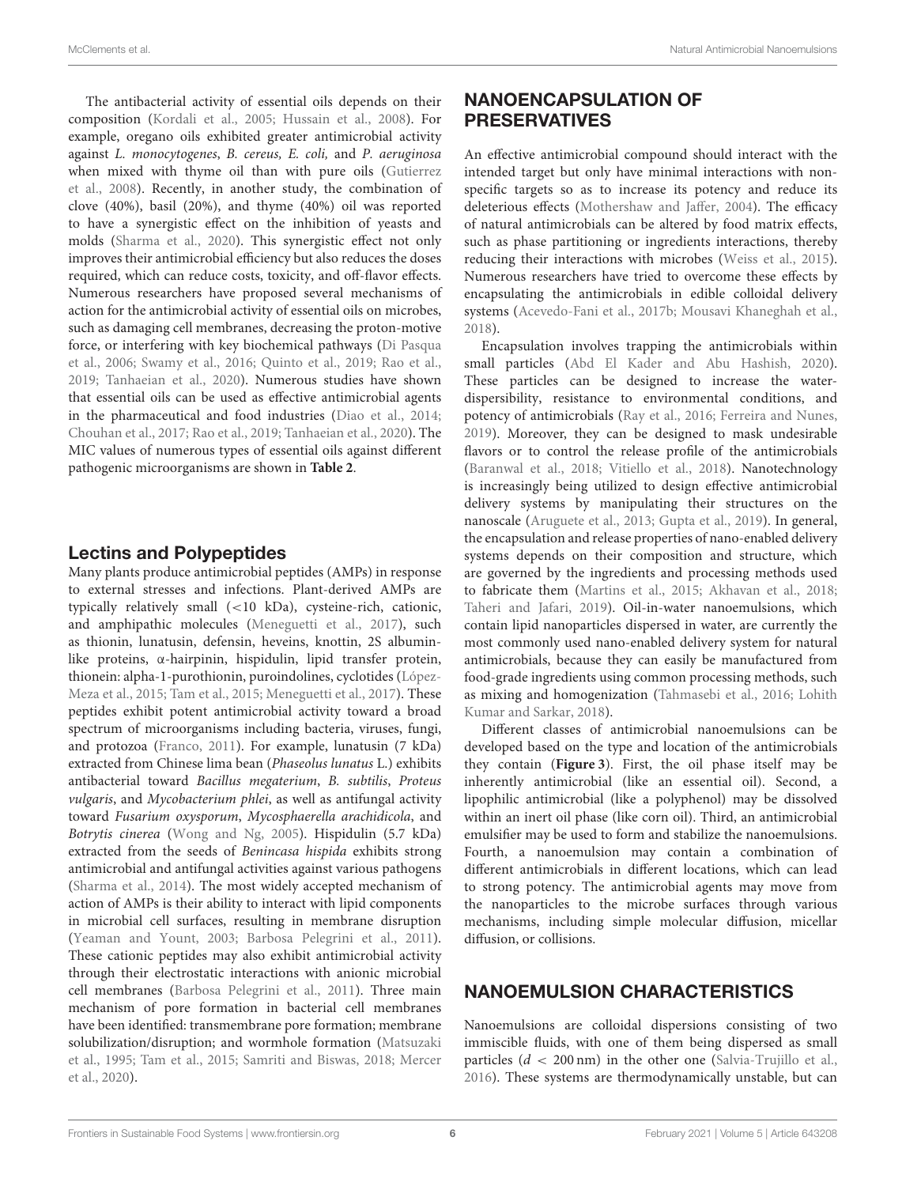The antibacterial activity of essential oils depends on their composition (Kordali et al., 2005; Hussain et al., 2008). For example, oregano oils exhibited greater antimicrobial activity against *L. monocytogenes*, *B. cereus*, *E. coli,* and *P. aeruginosa* when mixed with thyme oil than with pure oils (Gutierrez et al., 2008). Recently, in another study, the combination of clove (40%), basil (20%), and thyme (40%) oil was reported to have a synergistic effect on the inhibition of yeasts and molds (Sharma et al., 2020). This synergistic effect not only improves their antimicrobial efficiency but also reduces the doses required, which can reduce costs, toxicity, and off-flavor effects. Numerous researchers have proposed several mechanisms of action for the antimicrobial activity of essential oils on microbes, such as damaging cell membranes, decreasing the proton-motive force, or interfering with key biochemical pathways (Di Pasqua et al., 2006; Swamy et al., 2016; Quinto et al., 2019; Rao et al., 2019; Tanhaeian et al., 2020). Numerous studies have shown that essential oils can be used as effective antimicrobial agents in the pharmaceutical and food industries (Diao et al., 2014; Chouhan et al., 2017; Rao et al., 2019; Tanhaeian et al., 2020). The MIC values of numerous types of essential oils against different pathogenic microorganisms are shown in **Table 2**.

### Lectins and Polypeptides

Many plants produce antimicrobial peptides (AMPs) in response to external stresses and infections. Plant-derived AMPs are typically relatively small (<10 kDa), cysteine-rich, cationic, and amphipathic molecules (Meneguetti et al., 2017), such as thionin, lunatusin, defensin, heveins, knottin, 2S albumin-like proteins, α-hairpinin, hispidulin, lipid transfer protein, thionein: alpha-1-purothionin, puroindolines, cyclotides (López-Meza et al., 2015; Tam et al., 2015; Meneguetti et al., 2017). These peptides exhibit potent antimicrobial activity toward a broad spectrum of microorganisms including bacteria, viruses, fungi, and protozoa (Franco, 2011). For example, lunatusin (7 kDa) extracted from Chinese lima bean (*Phaseolus lunatus* L.) exhibits antibacterial toward *Bacillus megaterium*, *B. subtilis*, *Proteus vulgaris*, and *Mycobacterium phlei*, as well as antifungal activity toward *Fusarium oxysporum*, *Mycosphaerella arachidicola*, and *Botrytis cinerea* (Wong and Ng, 2005). Hispidulin (5.7 kDa) extracted from the seeds of *Benincasa hispida* exhibits strong antimicrobial and antifungal activities against various pathogens (Sharma et al., 2014). The most widely accepted mechanism of action of AMPs is their ability to interact with lipid components in microbial cell surfaces, resulting in membrane disruption (Yeaman and Yount, 2003; Barbosa Pelegrini et al., 2011). These cationic peptides may also exhibit antimicrobial activity through their electrostatic interactions with anionic microbial cell membranes (Barbosa Pelegrini et al., 2011). Three main mechanism of pore formation in bacterial cell membranes have been identified: transmembrane pore formation; membrane solubilization/disruption; and wormhole formation (Matsuzaki et al., 1995; Tam et al., 2015; Samriti and Biswas, 2018; Mercer et al., 2020).

## NANOENCAPSULATION OF PRESERVATIVES

An effective antimicrobial compound should interact with the intended target but only have minimal interactions with non-specific targets so as to increase its potency and reduce its deleterious effects (Mothershaw and Jaffer, 2004). The efficacy of natural antimicrobials can be altered by food matrix effects, such as phase partitioning or ingredients interactions, thereby reducing their interactions with microbes (Weiss et al., 2015). Numerous researchers have tried to overcome these effects by encapsulating the antimicrobials in edible colloidal delivery systems (Acevedo-Fani et al., 2017b; Mousavi Khaneghah et al., 2018).

Encapsulation involves trapping the antimicrobials within small particles (Abd El Kader and Abu Hashish, 2020). These particles can be designed to increase the water-dispersibility, resistance to environmental conditions, and potency of antimicrobials (Ray et al., 2016; Ferreira and Nunes, 2019). Moreover, they can be designed to mask undesirable flavors or to control the release profile of the antimicrobials (Baranwal et al., 2018; Vitiello et al., 2018). Nanotechnology is increasingly being utilized to design effective antimicrobial delivery systems by manipulating their structures on the nanoscale (Aruguete et al., 2013; Gupta et al., 2019). In general, the encapsulation and release properties of nano-enabled delivery systems depends on their composition and structure, which are governed by the ingredients and processing methods used to fabricate them (Martins et al., 2015; Akhavan et al., 2018; Taheri and Jafari, 2019). Oil-in-water nanoemulsions, which contain lipid nanoparticles dispersed in water, are currently the most commonly used nano-enabled delivery system for natural antimicrobials, because they can easily be manufactured from food-grade ingredients using common processing methods, such as mixing and homogenization (Tahmasebi et al., 2016; Lohith Kumar and Sarkar, 2018).

Different classes of antimicrobial nanoemulsions can be developed based on the type and location of the antimicrobials they contain (**Figure 3**). First, the oil phase itself may be inherently antimicrobial (like an essential oil). Second, a lipophilic antimicrobial (like a polyphenol) may be dissolved within an inert oil phase (like corn oil). Third, an antimicrobial emulsifier may be used to form and stabilize the nanoemulsions. Fourth, a nanoemulsion may contain a combination of different antimicrobials in different locations, which can lead to strong potency. The antimicrobial agents may move from the nanoparticles to the microbe surfaces through various mechanisms, including simple molecular diffusion, micellar diffusion, or collisions.

## NANOEMULSION CHARACTERISTICS

Nanoemulsions are colloidal dispersions consisting of two immiscible fluids, with one of them being dispersed as small particles ($d < 200$ nm) in the other one (Salvia-Trujillo et al., 2016). These systems are thermodynamically unstable, but can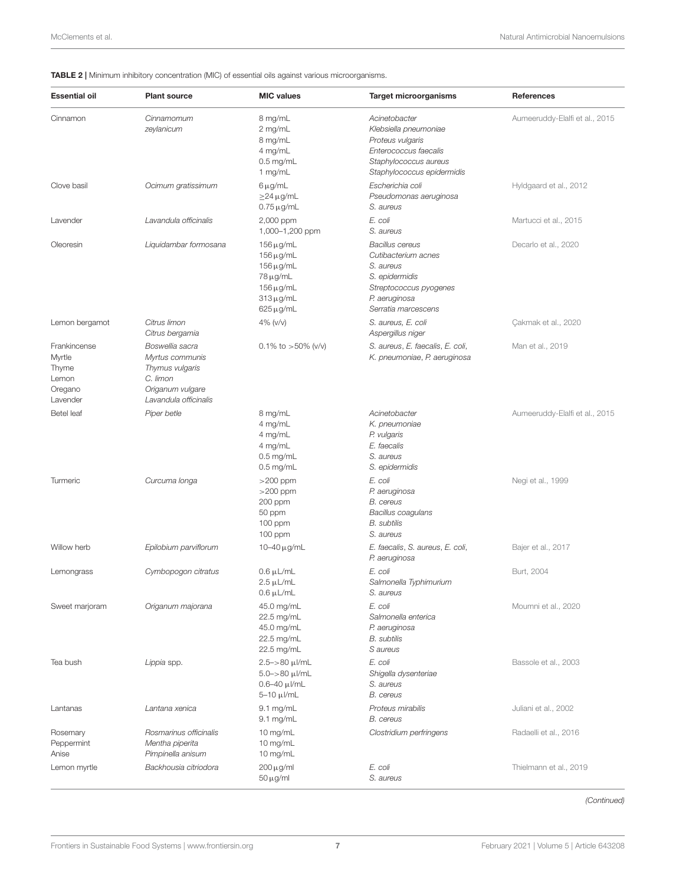**TABLE 2 |** Minimum inhibitory concentration (MIC) of essential oils against various microorganisms.

| Essential oil | Plant source | MIC values | Target microorganisms | References |
|---|---|---|---|---|
| Cinnamon | *Cinnamomum zeylanicum* | 8 mg/mL<br>2 mg/mL<br>8 mg/mL<br>4 mg/mL<br>0.5 mg/mL<br>1 mg/mL | *Acinetobacter*<br>*Klebsiella pneumoniae*<br>*Proteus vulgaris*<br>*Enterococcus faecalis*<br>*Staphylococcus aureus*<br>*Staphylococcus epidermidis* | Aumeeruddy-Elalfi et al., 2015 |
| Clove basil | *Ocimum gratissimum* | 6 μg/mL<br>≥24 μg/mL<br>0.75 μg/mL | *Escherichia coli*<br>*Pseudomonas aeruginosa*<br>*S. aureus* | Hyldgaard et al., 2012 |
| Lavender | *Lavandula officinalis* | 2,000 ppm<br>1,000–1,200 ppm | *E. coli*<br>*S. aureus* | Martucci et al., 2015 |
| Oleoresin | *Liquidambar formosana* | 156 μg/mL<br>156 μg/mL<br>156 μg/mL<br>78 μg/mL<br>156 μg/mL<br>313 μg/mL<br>625 μg/mL | *Bacillus cereus*<br>*Cutibacterium acnes*<br>*S. aureus*<br>*S. epidermidis*<br>*Streptococcus pyogenes*<br>*P. aeruginosa*<br>*Serratia marcescens* | Decarlo et al., 2020 |
| Lemon bergamot | *Citrus limon*<br>*Citrus bergamia* | 4% (v/v) | *S. aureus*, *E. coli*<br>*Aspergillus niger* | Çakmak et al., 2020 |
| Frankincense<br>Myrtle<br>Thyme<br>Lemon<br>Oregano<br>Lavender | *Boswellia sacra*<br>*Myrtus communis*<br>*Thymus vulgaris*<br>*C. limon*<br>*Origanum vulgare*<br>*Lavandula officinalis* | 0.1% to >50% (v/v) | *S. aureus*, *E. faecalis*, *E. coli*, *K. pneumoniae*, *P. aeruginosa* | Man et al., 2019 |
| Betel leaf | *Piper betle* | 8 mg/mL<br>4 mg/mL<br>4 mg/mL<br>4 mg/mL<br>0.5 mg/mL<br>0.5 mg/mL | *Acinetobacter*<br>*K. pneumoniae*<br>*P. vulgaris*<br>*E. faecalis*<br>*S. aureus*<br>*S. epidermidis* | Aumeeruddy-Elalfi et al., 2015 |
| Turmeric | *Curcuma longa* | >200 ppm<br>>200 ppm<br>200 ppm<br>50 ppm<br>100 ppm<br>100 ppm | *E. coli*<br>*P. aeruginosa*<br>*B. cereus*<br>*Bacillus coagulans*<br>*B. subtilis*<br>*S. aureus* | Negi et al., 1999 |
| Willow herb | *Epilobium parviflorum* | 10–40 μg/mL | *E. faecalis*, *S. aureus*, *E. coli*, *P. aeruginosa* | Bajer et al., 2017 |
| Lemongrass | *Cymbopogon citratus* | 0.6 μL/mL<br>2.5 μL/mL<br>0.6 μL/mL | *E. coli*<br>*Salmonella* Typhimurium<br>*S. aureus* | Burt, 2004 |
| Sweet marjoram | *Origanum majorana* | 45.0 mg/mL<br>22.5 mg/mL<br>45.0 mg/mL<br>22.5 mg/mL<br>22.5 mg/mL | *E. coli*<br>*Salmonella enterica*<br>*P. aeruginosa*<br>*B. subtilis*<br>*S aureus* | Moumni et al., 2020 |
| Tea bush | *Lippia* spp. | 2.5–>80 μl/mL<br>5.0–>80 μl/mL<br>0.6–40 μl/mL<br>5–10 μl/mL | *E. coli*<br>*Shigella dysenteriae*<br>*S. aureus*<br>*B. cereus* | Bassole et al., 2003 |
| Lantanas | *Lantana xenica* | 9.1 mg/mL<br>9.1 mg/mL | *Proteus mirabilis*<br>*B. cereus* | Juliani et al., 2002 |
| Rosemary<br>Peppermint<br>Anise | *Rosmarinus officinalis*<br>*Mentha piperita*<br>*Pimpinella anisum* | 10 mg/mL<br>10 mg/mL<br>10 mg/mL | *Clostridium perfringens* | Radaelli et al., 2016 |
| Lemon myrtle | *Backhousia citriodora* | 200 μg/ml<br>50 μg/ml | *E. coli*<br>*S. aureus* | Thielmann et al., 2019 |

*(Continued)*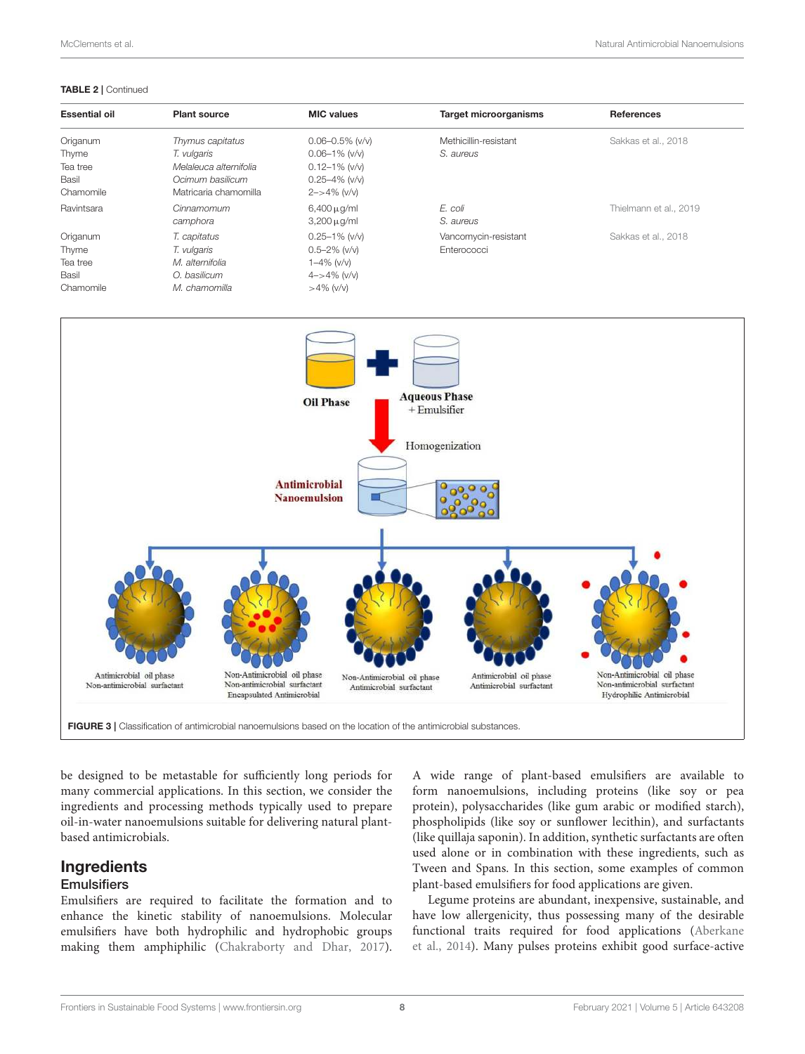**TABLE 2 |** Continued

| Essential oil | Plant source | MIC values | Target microorganisms | References |
|---|---|---|---|---|
| Origanum<br>Thyme<br>Tea tree<br>Basil<br>Chamomile | *Thymus capitatus*<br>*T. vulgaris*<br>*Melaleuca alternifolia*<br>*Ocimum basilicum*<br>Matricaria chamomilla | 0.06–0.5% (v/v)<br>0.06–1% (v/v)<br>0.12–1% (v/v)<br>0.25–4% (v/v)<br>2–>4% (v/v) | Methicillin-resistant *S. aureus* | Sakkas et al., 2018 |
| Ravintsara | *Cinnamomum camphora* | 6,400 μg/ml<br>3,200 μg/ml | *E. coli*<br>*S. aureus* | Thielmann et al., 2019 |
| Origanum<br>Thyme<br>Tea tree<br>Basil<br>Chamomile | *T. capitatus*<br>*T. vulgaris*<br>*M. alternifolia*<br>*O. basilicum*<br>*M. chamomilla* | 0.25–1% (v/v)<br>0.5–2% (v/v)<br>1–4% (v/v)<br>4–>4% (v/v)<br>>4% (v/v) | Vancomycin-resistant Enterococci | Sakkas et al., 2018 |

**FIGURE 3 |** Classification of antimicrobial nanoemulsions based on the location of the antimicrobial substances.

be designed to be metastable for sufficiently long periods for many commercial applications. In this section, we consider the ingredients and processing methods typically used to prepare oil-in-water nanoemulsions suitable for delivering natural plant-based antimicrobials.

## Ingredients

### Emulsifiers

Emulsifiers are required to facilitate the formation and to enhance the kinetic stability of nanoemulsions. Molecular emulsifiers have both hydrophilic and hydrophobic groups making them amphiphilic (Chakraborty and Dhar, 2017). A wide range of plant-based emulsifiers are available to form nanoemulsions, including proteins (like soy or pea protein), polysaccharides (like gum arabic or modified starch), phospholipids (like soy or sunflower lecithin), and surfactants (like quillaja saponin). In addition, synthetic surfactants are often used alone or in combination with these ingredients, such as Tween and Spans. In this section, some examples of common plant-based emulsifiers for food applications are given.

Legume proteins are abundant, inexpensive, sustainable, and have low allergenicity, thus possessing many of the desirable functional traits required for food applications (Aberkane et al., 2014). Many pulses proteins exhibit good surface-active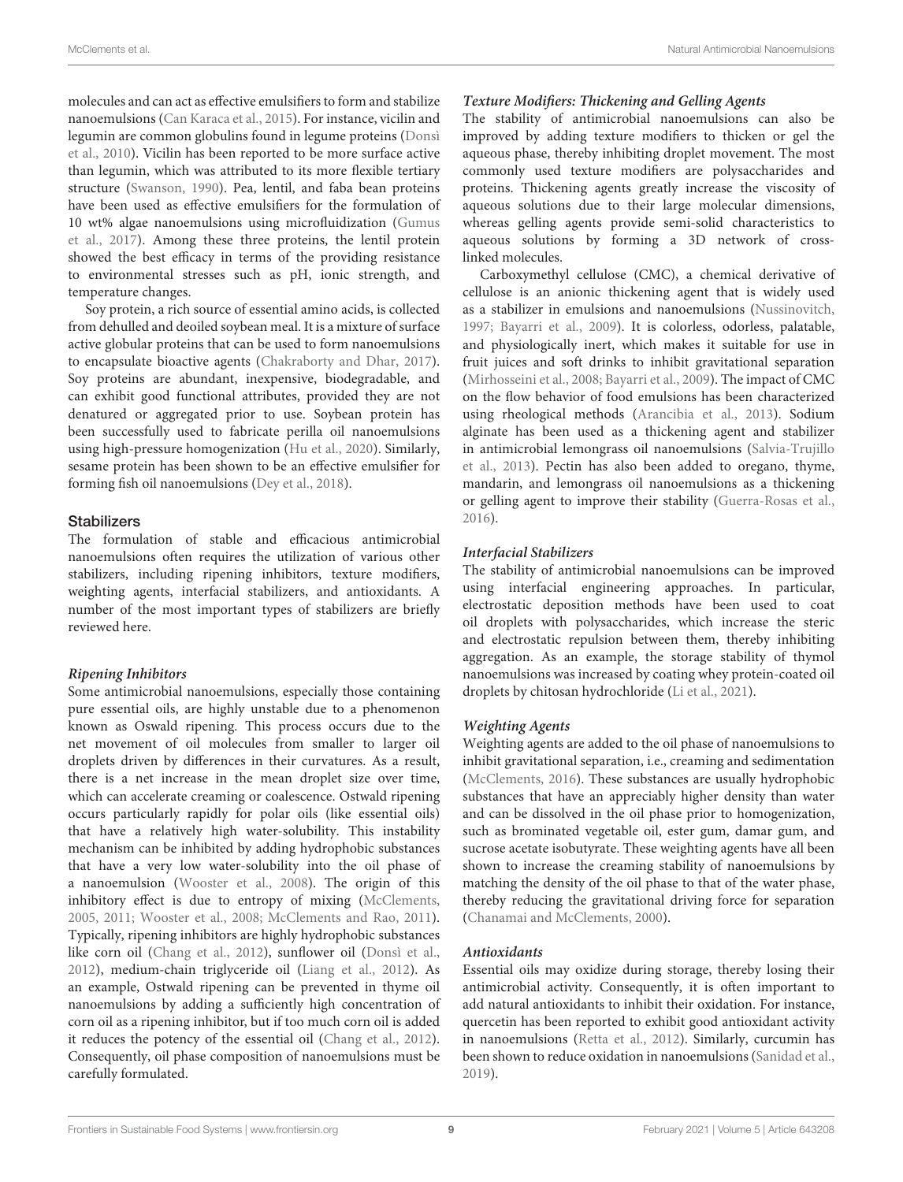molecules and can act as effective emulsifiers to form and stabilize nanoemulsions (Can Karaca et al., 2015). For instance, vicilin and legumin are common globulins found in legume proteins (Donsì et al., 2010). Vicilin has been reported to be more surface active than legumin, which was attributed to its more flexible tertiary structure (Swanson, 1990). Pea, lentil, and faba bean proteins have been used as effective emulsifiers for the formulation of 10 wt% algae nanoemulsions using microfluidization (Gumus et al., 2017). Among these three proteins, the lentil protein showed the best efficacy in terms of the providing resistance to environmental stresses such as pH, ionic strength, and temperature changes.

Soy protein, a rich source of essential amino acids, is collected from dehulled and deoiled soybean meal. It is a mixture of surface active globular proteins that can be used to form nanoemulsions to encapsulate bioactive agents (Chakraborty and Dhar, 2017). Soy proteins are abundant, inexpensive, biodegradable, and can exhibit good functional attributes, provided they are not denatured or aggregated prior to use. Soybean protein has been successfully used to fabricate perilla oil nanoemulsions using high-pressure homogenization (Hu et al., 2020). Similarly, sesame protein has been shown to be an effective emulsifier for forming fish oil nanoemulsions (Dey et al., 2018).

## Stabilizers

The formulation of stable and efficacious antimicrobial nanoemulsions often requires the utilization of various other stabilizers, including ripening inhibitors, texture modifiers, weighting agents, interfacial stabilizers, and antioxidants. A number of the most important types of stabilizers are briefly reviewed here.

### *Ripening Inhibitors*

Some antimicrobial nanoemulsions, especially those containing pure essential oils, are highly unstable due to a phenomenon known as Oswald ripening. This process occurs due to the net movement of oil molecules from smaller to larger oil droplets driven by differences in their curvatures. As a result, there is a net increase in the mean droplet size over time, which can accelerate creaming or coalescence. Ostwald ripening occurs particularly rapidly for polar oils (like essential oils) that have a relatively high water-solubility. This instability mechanism can be inhibited by adding hydrophobic substances that have a very low water-solubility into the oil phase of a nanoemulsion (Wooster et al., 2008). The origin of this inhibitory effect is due to entropy of mixing (McClements, 2005, 2011; Wooster et al., 2008; McClements and Rao, 2011). Typically, ripening inhibitors are highly hydrophobic substances like corn oil (Chang et al., 2012), sunflower oil (Donsì et al., 2012), medium-chain triglyceride oil (Liang et al., 2012). As an example, Ostwald ripening can be prevented in thyme oil nanoemulsions by adding a sufficiently high concentration of corn oil as a ripening inhibitor, but if too much corn oil is added it reduces the potency of the essential oil (Chang et al., 2012). Consequently, oil phase composition of nanoemulsions must be carefully formulated.

### *Texture Modifiers: Thickening and Gelling Agents*

The stability of antimicrobial nanoemulsions can also be improved by adding texture modifiers to thicken or gel the aqueous phase, thereby inhibiting droplet movement. The most commonly used texture modifiers are polysaccharides and proteins. Thickening agents greatly increase the viscosity of aqueous solutions due to their large molecular dimensions, whereas gelling agents provide semi-solid characteristics to aqueous solutions by forming a 3D network of cross-linked molecules.

Carboxymethyl cellulose (CMC), a chemical derivative of cellulose is an anionic thickening agent that is widely used as a stabilizer in emulsions and nanoemulsions (Nussinovitch, 1997; Bayarri et al., 2009). It is colorless, odorless, palatable, and physiologically inert, which makes it suitable for use in fruit juices and soft drinks to inhibit gravitational separation (Mirhosseini et al., 2008; Bayarri et al., 2009). The impact of CMC on the flow behavior of food emulsions has been characterized using rheological methods (Arancibia et al., 2013). Sodium alginate has been used as a thickening agent and stabilizer in antimicrobial lemongrass oil nanoemulsions (Salvia-Trujillo et al., 2013). Pectin has also been added to oregano, thyme, mandarin, and lemongrass oil nanoemulsions as a thickening or gelling agent to improve their stability (Guerra-Rosas et al., 2016).

### *Interfacial Stabilizers*

The stability of antimicrobial nanoemulsions can be improved using interfacial engineering approaches. In particular, electrostatic deposition methods have been used to coat oil droplets with polysaccharides, which increase the steric and electrostatic repulsion between them, thereby inhibiting aggregation. As an example, the storage stability of thymol nanoemulsions was increased by coating whey protein-coated oil droplets by chitosan hydrochloride (Li et al., 2021).

### *Weighting Agents*

Weighting agents are added to the oil phase of nanoemulsions to inhibit gravitational separation, i.e., creaming and sedimentation (McClements, 2016). These substances are usually hydrophobic substances that have an appreciably higher density than water and can be dissolved in the oil phase prior to homogenization, such as brominated vegetable oil, ester gum, damar gum, and sucrose acetate isobutyrate. These weighting agents have all been shown to increase the creaming stability of nanoemulsions by matching the density of the oil phase to that of the water phase, thereby reducing the gravitational driving force for separation (Chanamai and McClements, 2000).

### *Antioxidants*

Essential oils may oxidize during storage, thereby losing their antimicrobial activity. Consequently, it is often important to add natural antioxidants to inhibit their oxidation. For instance, quercetin has been reported to exhibit good antioxidant activity in nanoemulsions (Retta et al., 2012). Similarly, curcumin has been shown to reduce oxidation in nanoemulsions (Sanidad et al., 2019).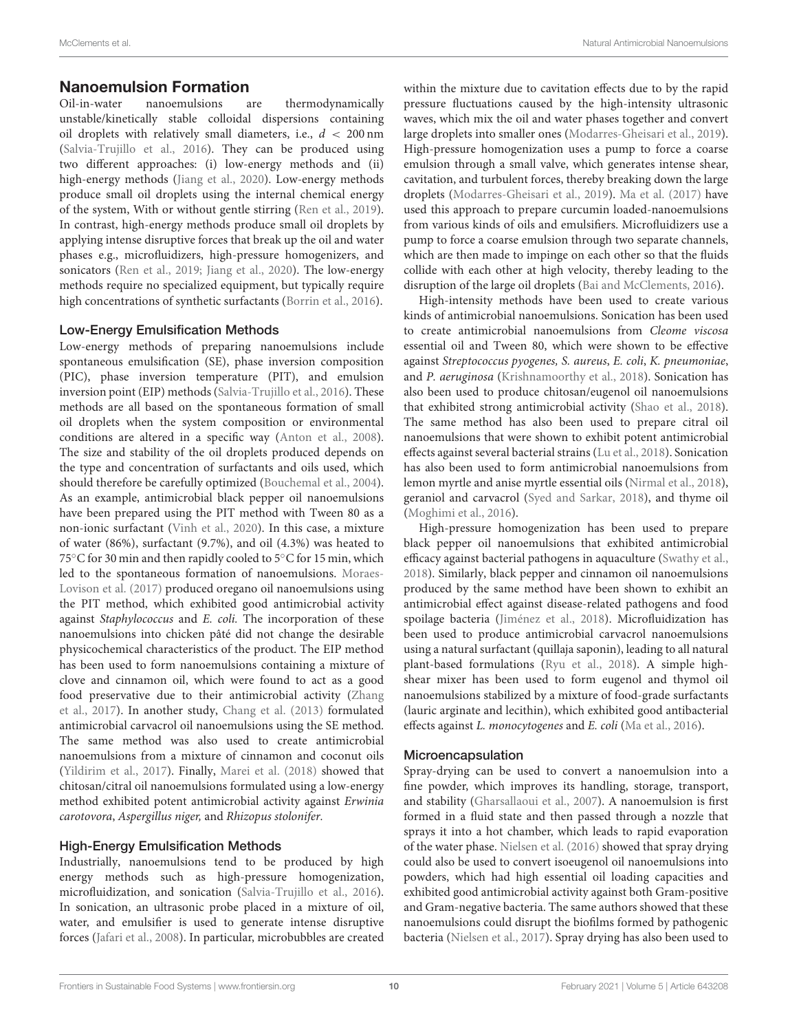## Nanoemulsion Formation

Oil-in-water nanoemulsions are thermodynamically unstable/kinetically stable colloidal dispersions containing oil droplets with relatively small diameters, i.e., $d < 200$ nm (Salvia-Trujillo et al., 2016). They can be produced using two different approaches: (i) low-energy methods and (ii) high-energy methods (Jiang et al., 2020). Low-energy methods produce small oil droplets using the internal chemical energy of the system, With or without gentle stirring (Ren et al., 2019). In contrast, high-energy methods produce small oil droplets by applying intense disruptive forces that break up the oil and water phases e.g., microfluidizers, high-pressure homogenizers, and sonicators (Ren et al., 2019; Jiang et al., 2020). The low-energy methods require no specialized equipment, but typically require high concentrations of synthetic surfactants (Borrin et al., 2016).

### Low-Energy Emulsification Methods

Low-energy methods of preparing nanoemulsions include spontaneous emulsification (SE), phase inversion composition (PIC), phase inversion temperature (PIT), and emulsion inversion point (EIP) methods (Salvia-Trujillo et al., 2016). These methods are all based on the spontaneous formation of small oil droplets when the system composition or environmental conditions are altered in a specific way (Anton et al., 2008). The size and stability of the oil droplets produced depends on the type and concentration of surfactants and oils used, which should therefore be carefully optimized (Bouchemal et al., 2004). As an example, antimicrobial black pepper oil nanoemulsions have been prepared using the PIT method with Tween 80 as a non-ionic surfactant (Vinh et al., 2020). In this case, a mixture of water (86%), surfactant (9.7%), and oil (4.3%) was heated to 75°C for 30 min and then rapidly cooled to 5°C for 15 min, which led to the spontaneous formation of nanoemulsions. Moraes-Lovison et al. (2017) produced oregano oil nanoemulsions using the PIT method, which exhibited good antimicrobial activity against *Staphylococcus* and *E. coli.* The incorporation of these nanoemulsions into chicken pâté did not change the desirable physicochemical characteristics of the product. The EIP method has been used to form nanoemulsions containing a mixture of clove and cinnamon oil, which were found to act as a good food preservative due to their antimicrobial activity (Zhang et al., 2017). In another study, Chang et al. (2013) formulated antimicrobial carvacrol oil nanoemulsions using the SE method. The same method was also used to create antimicrobial nanoemulsions from a mixture of cinnamon and coconut oils (Yildirim et al., 2017). Finally, Marei et al. (2018) showed that chitosan/citral oil nanoemulsions formulated using a low-energy method exhibited potent antimicrobial activity against *Erwinia carotovora*, *Aspergillus niger,* and *Rhizopus stolonifer.*

### High-Energy Emulsification Methods

Industrially, nanoemulsions tend to be produced by high energy methods such as high-pressure homogenization, microfluidization, and sonication (Salvia-Trujillo et al., 2016). In sonication, an ultrasonic probe placed in a mixture of oil, water, and emulsifier is used to generate intense disruptive forces (Jafari et al., 2008). In particular, microbubbles are created within the mixture due to cavitation effects due to by the rapid pressure fluctuations caused by the high-intensity ultrasonic waves, which mix the oil and water phases together and convert large droplets into smaller ones (Modarres-Gheisari et al., 2019). High-pressure homogenization uses a pump to force a coarse emulsion through a small valve, which generates intense shear, cavitation, and turbulent forces, thereby breaking down the large droplets (Modarres-Gheisari et al., 2019). Ma et al. (2017) have used this approach to prepare curcumin loaded-nanoemulsions from various kinds of oils and emulsifiers. Microfluidizers use a pump to force a coarse emulsion through two separate channels, which are then made to impinge on each other so that the fluids collide with each other at high velocity, thereby leading to the disruption of the large oil droplets (Bai and McClements, 2016).

High-intensity methods have been used to create various kinds of antimicrobial nanoemulsions. Sonication has been used to create antimicrobial nanoemulsions from *Cleome viscosa* essential oil and Tween 80, which were shown to be effective against *Streptococcus pyogenes, S. aureus*, *E. coli*, *K. pneumoniae*, and *P. aeruginosa* (Krishnamoorthy et al., 2018). Sonication has also been used to produce chitosan/eugenol oil nanoemulsions that exhibited strong antimicrobial activity (Shao et al., 2018). The same method has also been used to prepare citral oil nanoemulsions that were shown to exhibit potent antimicrobial effects against several bacterial strains (Lu et al., 2018). Sonication has also been used to form antimicrobial nanoemulsions from lemon myrtle and anise myrtle essential oils (Nirmal et al., 2018), geraniol and carvacrol (Syed and Sarkar, 2018), and thyme oil (Moghimi et al., 2016).

High-pressure homogenization has been used to prepare black pepper oil nanoemulsions that exhibited antimicrobial efficacy against bacterial pathogens in aquaculture (Swathy et al., 2018). Similarly, black pepper and cinnamon oil nanoemulsions produced by the same method have been shown to exhibit an antimicrobial effect against disease-related pathogens and food spoilage bacteria (Jiménez et al., 2018). Microfluidization has been used to produce antimicrobial carvacrol nanoemulsions using a natural surfactant (quillaja saponin), leading to all natural plant-based formulations (Ryu et al., 2018). A simple high-shear mixer has been used to form eugenol and thymol oil nanoemulsions stabilized by a mixture of food-grade surfactants (lauric arginate and lecithin), which exhibited good antibacterial effects against *L. monocytogenes* and *E. coli* (Ma et al., 2016).

### Microencapsulation

Spray-drying can be used to convert a nanoemulsion into a fine powder, which improves its handling, storage, transport, and stability (Gharsallaoui et al., 2007). A nanoemulsion is first formed in a fluid state and then passed through a nozzle that sprays it into a hot chamber, which leads to rapid evaporation of the water phase. Nielsen et al. (2016) showed that spray drying could also be used to convert isoeugenol oil nanoemulsions into powders, which had high essential oil loading capacities and exhibited good antimicrobial activity against both Gram-positive and Gram-negative bacteria. The same authors showed that these nanoemulsions could disrupt the biofilms formed by pathogenic bacteria (Nielsen et al., 2017). Spray drying has also been used to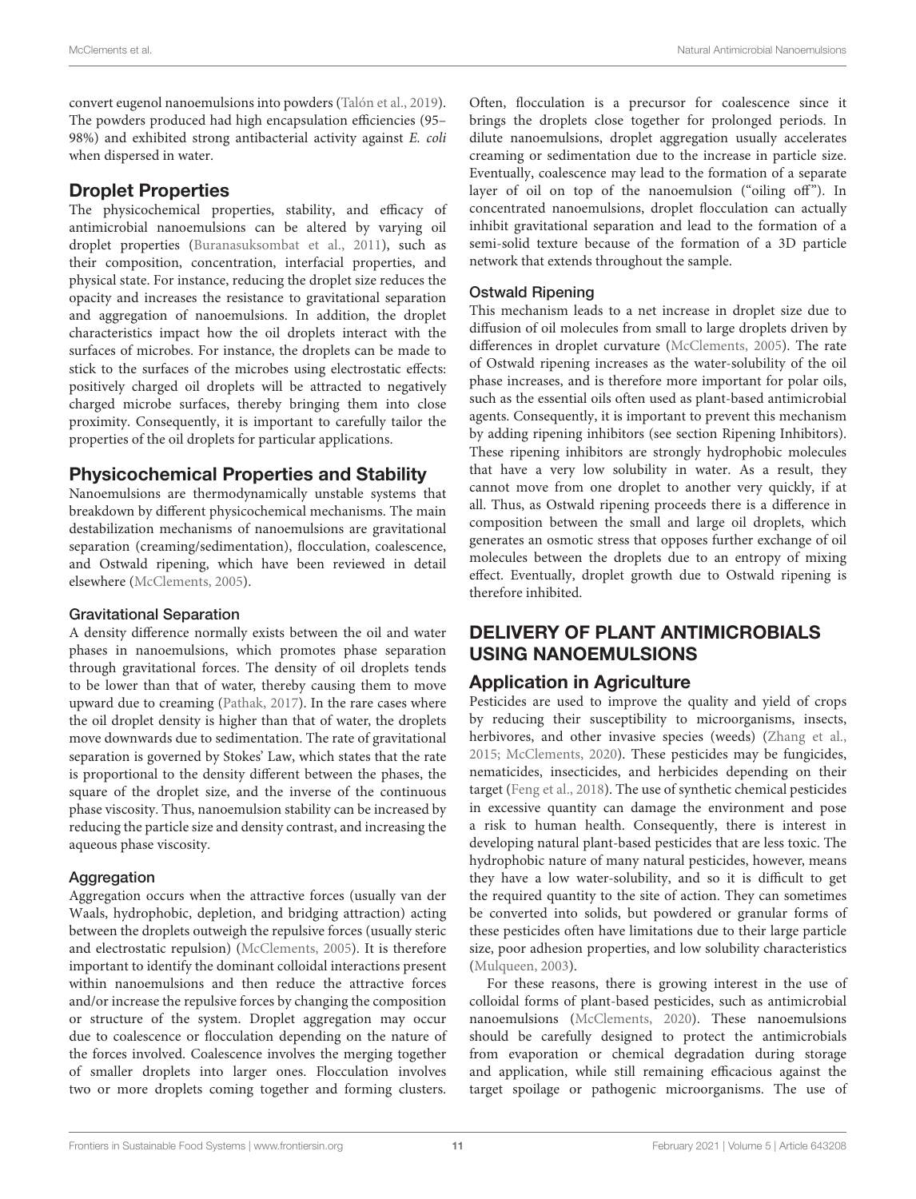convert eugenol nanoemulsions into powders (Talón et al., 2019). The powders produced had high encapsulation efficiencies (95–98%) and exhibited strong antibacterial activity against *E. coli* when dispersed in water.

## Droplet Properties

The physicochemical properties, stability, and efficacy of antimicrobial nanoemulsions can be altered by varying oil droplet properties (Buranasuksombat et al., 2011), such as their composition, concentration, interfacial properties, and physical state. For instance, reducing the droplet size reduces the opacity and increases the resistance to gravitational separation and aggregation of nanoemulsions. In addition, the droplet characteristics impact how the oil droplets interact with the surfaces of microbes. For instance, the droplets can be made to stick to the surfaces of the microbes using electrostatic effects: positively charged oil droplets will be attracted to negatively charged microbe surfaces, thereby bringing them into close proximity. Consequently, it is important to carefully tailor the properties of the oil droplets for particular applications.

## Physicochemical Properties and Stability

Nanoemulsions are thermodynamically unstable systems that breakdown by different physicochemical mechanisms. The main destabilization mechanisms of nanoemulsions are gravitational separation (creaming/sedimentation), flocculation, coalescence, and Ostwald ripening, which have been reviewed in detail elsewhere (McClements, 2005).

### Gravitational Separation

A density difference normally exists between the oil and water phases in nanoemulsions, which promotes phase separation through gravitational forces. The density of oil droplets tends to be lower than that of water, thereby causing them to move upward due to creaming (Pathak, 2017). In the rare cases where the oil droplet density is higher than that of water, the droplets move downwards due to sedimentation. The rate of gravitational separation is governed by Stokes' Law, which states that the rate is proportional to the density different between the phases, the square of the droplet size, and the inverse of the continuous phase viscosity. Thus, nanoemulsion stability can be increased by reducing the particle size and density contrast, and increasing the aqueous phase viscosity.

### Aggregation

Aggregation occurs when the attractive forces (usually van der Waals, hydrophobic, depletion, and bridging attraction) acting between the droplets outweigh the repulsive forces (usually steric and electrostatic repulsion) (McClements, 2005). It is therefore important to identify the dominant colloidal interactions present within nanoemulsions and then reduce the attractive forces and/or increase the repulsive forces by changing the composition or structure of the system. Droplet aggregation may occur due to coalescence or flocculation depending on the nature of the forces involved. Coalescence involves the merging together of smaller droplets into larger ones. Flocculation involves two or more droplets coming together and forming clusters. Often, flocculation is a precursor for coalescence since it brings the droplets close together for prolonged periods. In dilute nanoemulsions, droplet aggregation usually accelerates creaming or sedimentation due to the increase in particle size. Eventually, coalescence may lead to the formation of a separate layer of oil on top of the nanoemulsion ("oiling off"). In concentrated nanoemulsions, droplet flocculation can actually inhibit gravitational separation and lead to the formation of a semi-solid texture because of the formation of a 3D particle network that extends throughout the sample.

### Ostwald Ripening

This mechanism leads to a net increase in droplet size due to diffusion of oil molecules from small to large droplets driven by differences in droplet curvature (McClements, 2005). The rate of Ostwald ripening increases as the water-solubility of the oil phase increases, and is therefore more important for polar oils, such as the essential oils often used as plant-based antimicrobial agents. Consequently, it is important to prevent this mechanism by adding ripening inhibitors (see section Ripening Inhibitors). These ripening inhibitors are strongly hydrophobic molecules that have a very low solubility in water. As a result, they cannot move from one droplet to another very quickly, if at all. Thus, as Ostwald ripening proceeds there is a difference in composition between the small and large oil droplets, which generates an osmotic stress that opposes further exchange of oil molecules between the droplets due to an entropy of mixing effect. Eventually, droplet growth due to Ostwald ripening is therefore inhibited.

# DELIVERY OF PLANT ANTIMICROBIALS USING NANOEMULSIONS

## Application in Agriculture

Pesticides are used to improve the quality and yield of crops by reducing their susceptibility to microorganisms, insects, herbivores, and other invasive species (weeds) (Zhang et al., 2015; McClements, 2020). These pesticides may be fungicides, nematicides, insecticides, and herbicides depending on their target (Feng et al., 2018). The use of synthetic chemical pesticides in excessive quantity can damage the environment and pose a risk to human health. Consequently, there is interest in developing natural plant-based pesticides that are less toxic. The hydrophobic nature of many natural pesticides, however, means they have a low water-solubility, and so it is difficult to get the required quantity to the site of action. They can sometimes be converted into solids, but powdered or granular forms of these pesticides often have limitations due to their large particle size, poor adhesion properties, and low solubility characteristics (Mulqueen, 2003).

For these reasons, there is growing interest in the use of colloidal forms of plant-based pesticides, such as antimicrobial nanoemulsions (McClements, 2020). These nanoemulsions should be carefully designed to protect the antimicrobials from evaporation or chemical degradation during storage and application, while still remaining efficacious against the target spoilage or pathogenic microorganisms. The use of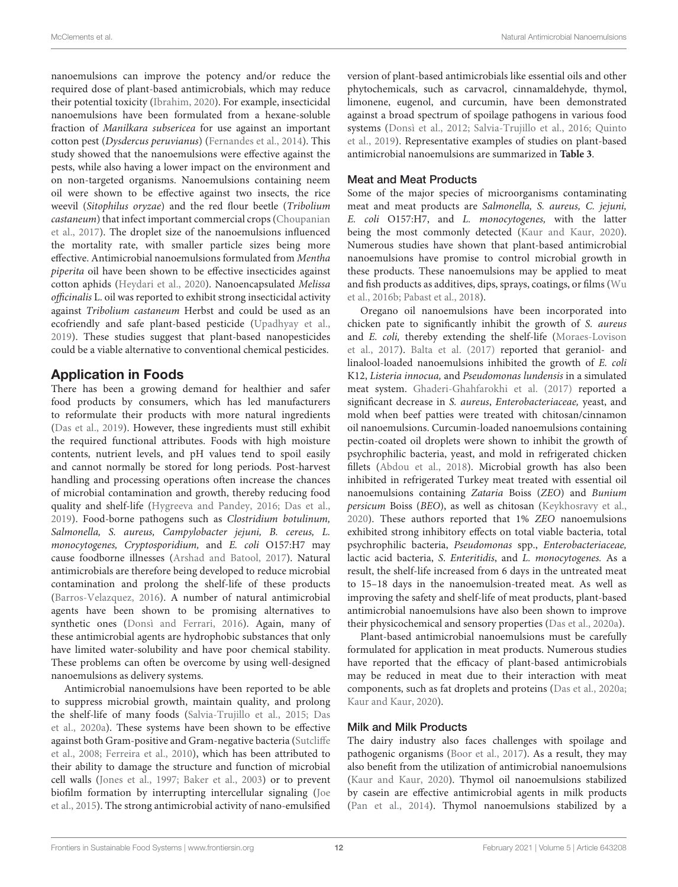nanoemulsions can improve the potency and/or reduce the required dose of plant-based antimicrobials, which may reduce their potential toxicity (Ibrahim, 2020). For example, insecticidal nanoemulsions have been formulated from a hexane-soluble fraction of *Manilkara subsericea* for use against an important cotton pest (*Dysdercus peruvianus*) (Fernandes et al., 2014). This study showed that the nanoemulsions were effective against the pests, while also having a lower impact on the environment and on non-targeted organisms. Nanoemulsions containing neem oil were shown to be effective against two insects, the rice weevil (*Sitophilus oryzae*) and the red flour beetle (*Tribolium castaneum*) that infect important commercial crops (Choupanian et al., 2017). The droplet size of the nanoemulsions influenced the mortality rate, with smaller particle sizes being more effective. Antimicrobial nanoemulsions formulated from *Mentha piperita* oil have been shown to be effective insecticides against cotton aphids (Heydari et al., 2020). Nanoencapsulated *Melissa officinalis* L. oil was reported to exhibit strong insecticidal activity against *Tribolium castaneum* Herbst and could be used as an ecofriendly and safe plant-based pesticide (Upadhyay et al., 2019). These studies suggest that plant-based nanopesticides could be a viable alternative to conventional chemical pesticides.

## Application in Foods

There has been a growing demand for healthier and safer food products by consumers, which has led manufacturers to reformulate their products with more natural ingredients (Das et al., 2019). However, these ingredients must still exhibit the required functional attributes. Foods with high moisture contents, nutrient levels, and pH values tend to spoil easily and cannot normally be stored for long periods. Post-harvest handling and processing operations often increase the chances of microbial contamination and growth, thereby reducing food quality and shelf-life (Hygreeva and Pandey, 2016; Das et al., 2019). Food-borne pathogens such as *Clostridium botulinum, Salmonella, S. aureus, Campylobacter jejuni, B. cereus, L. monocytogenes, Cryptosporidium,* and *E. coli* O157:H7 may cause foodborne illnesses (Arshad and Batool, 2017). Natural antimicrobials are therefore being developed to reduce microbial contamination and prolong the shelf-life of these products (Barros-Velazquez, 2016). A number of natural antimicrobial agents have been shown to be promising alternatives to synthetic ones (Donsì and Ferrari, 2016). Again, many of these antimicrobial agents are hydrophobic substances that only have limited water-solubility and have poor chemical stability. These problems can often be overcome by using well-designed nanoemulsions as delivery systems.

Antimicrobial nanoemulsions have been reported to be able to suppress microbial growth, maintain quality, and prolong the shelf-life of many foods (Salvia-Trujillo et al., 2015; Das et al., 2020a). These systems have been shown to be effective against both Gram-positive and Gram-negative bacteria (Sutcliffe et al., 2008; Ferreira et al., 2010), which has been attributed to their ability to damage the structure and function of microbial cell walls (Jones et al., 1997; Baker et al., 2003) or to prevent biofilm formation by interrupting intercellular signaling (Joe et al., 2015). The strong antimicrobial activity of nano-emulsified version of plant-based antimicrobials like essential oils and other phytochemicals, such as carvacrol, cinnamaldehyde, thymol, limonene, eugenol, and curcumin, have been demonstrated against a broad spectrum of spoilage pathogens in various food systems (Donsì et al., 2012; Salvia-Trujillo et al., 2016; Quinto et al., 2019). Representative examples of studies on plant-based antimicrobial nanoemulsions are summarized in **Table 3**.

### Meat and Meat Products

Some of the major species of microorganisms contaminating meat and meat products are *Salmonella, S. aureus, C. jejuni, E. coli* O157:H7, and *L. monocytogenes,* with the latter being the most commonly detected (Kaur and Kaur, 2020). Numerous studies have shown that plant-based antimicrobial nanoemulsions have promise to control microbial growth in these products. These nanoemulsions may be applied to meat and fish products as additives, dips, sprays, coatings, or films (Wu et al., 2016b; Pabast et al., 2018).

Oregano oil nanoemulsions have been incorporated into chicken pate to significantly inhibit the growth of *S. aureus* and *E. coli,* thereby extending the shelf-life (Moraes-Lovison et al., 2017). Balta et al. (2017) reported that geraniol- and linalool-loaded nanoemulsions inhibited the growth of *E. coli* K12, *Listeria innocua,* and *Pseudomonas lundensis* in a simulated meat system. Ghaderi-Ghahfarokhi et al. (2017) reported a significant decrease in *S. aureus*, *Enterobacteriaceae,* yeast, and mold when beef patties were treated with chitosan/cinnamon oil nanoemulsions. Curcumin-loaded nanoemulsions containing pectin-coated oil droplets were shown to inhibit the growth of psychrophilic bacteria, yeast, and mold in refrigerated chicken fillets (Abdou et al., 2018). Microbial growth has also been inhibited in refrigerated Turkey meat treated with essential oil nanoemulsions containing *Zataria* Boiss (*ZEO*) and *Bunium persicum* Boiss (*BEO*), as well as chitosan (Keykhosravy et al., 2020). These authors reported that 1% *ZEO* nanoemulsions exhibited strong inhibitory effects on total viable bacteria, total psychrophilic bacteria, *Pseudomonas* spp., *Enterobacteriaceae,* lactic acid bacteria, *S. Enteritidis*, and *L. monocytogenes.* As a result, the shelf-life increased from 6 days in the untreated meat to 15–18 days in the nanoemulsion-treated meat. As well as improving the safety and shelf-life of meat products, plant-based antimicrobial nanoemulsions have also been shown to improve their physicochemical and sensory properties (Das et al., 2020a).

Plant-based antimicrobial nanoemulsions must be carefully formulated for application in meat products. Numerous studies have reported that the efficacy of plant-based antimicrobials may be reduced in meat due to their interaction with meat components, such as fat droplets and proteins (Das et al., 2020a; Kaur and Kaur, 2020).

### Milk and Milk Products

The dairy industry also faces challenges with spoilage and pathogenic organisms (Boor et al., 2017). As a result, they may also benefit from the utilization of antimicrobial nanoemulsions (Kaur and Kaur, 2020). Thymol oil nanoemulsions stabilized by casein are effective antimicrobial agents in milk products (Pan et al., 2014). Thymol nanoemulsions stabilized by a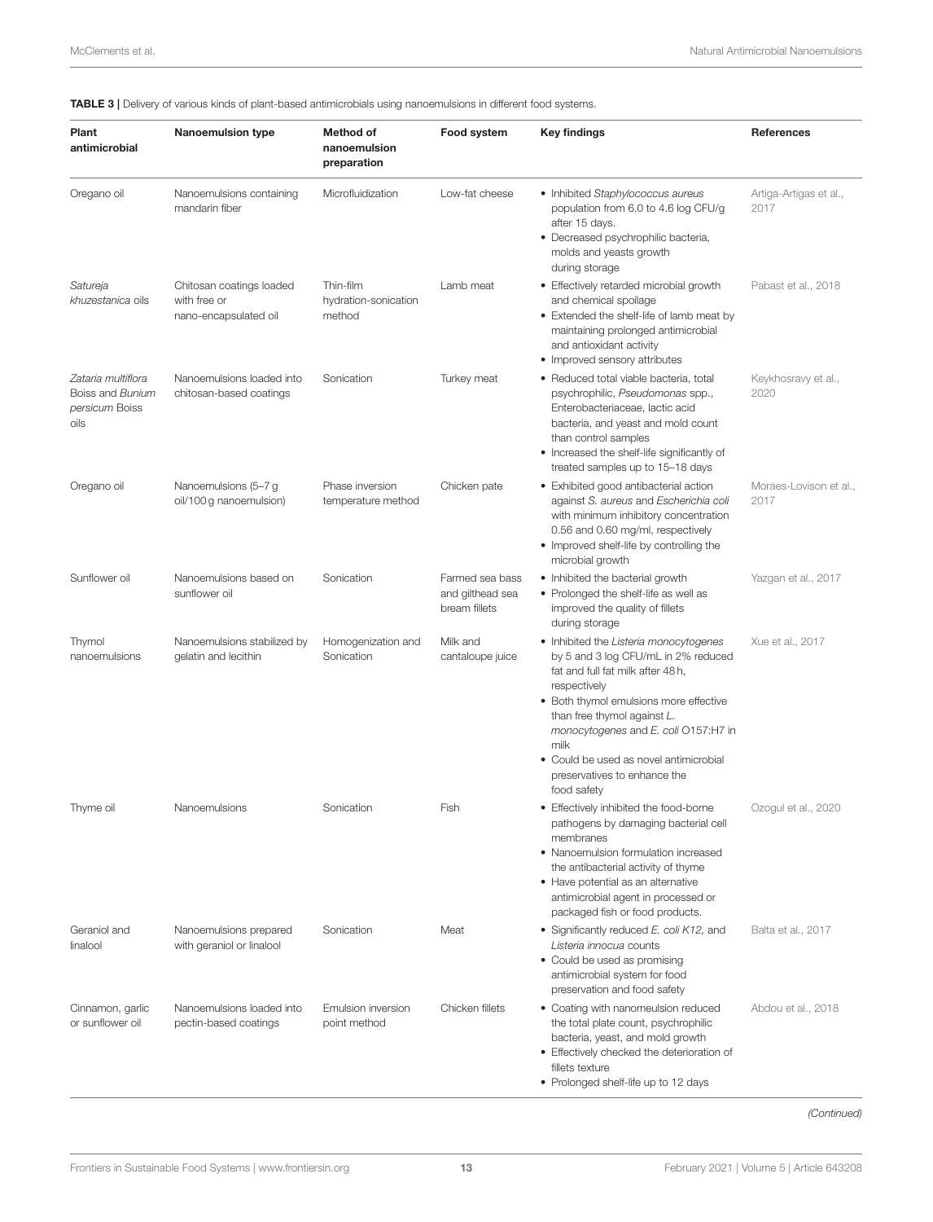**TABLE 3 |** Delivery of various kinds of plant-based antimicrobials using nanoemulsions in different food systems.

| Plant antimicrobial | Nanoemulsion type | Method of nanoemulsion preparation | Food system | Key findings | References |
|---|---|---|---|---|---|
| Oregano oil | Nanoemulsions containing mandarin fiber | Microfluidization | Low-fat cheese | • Inhibited *Staphylococcus aureus* population from 6.0 to 4.6 log CFU/g after 15 days.<br>• Decreased psychrophilic bacteria, molds and yeasts growth during storage | Artiga-Artigas et al., 2017 |
| *Satureja khuzestanica* oils | Chitosan coatings loaded with free or nano-encapsulated oil | Thin-film hydration-sonication method | Lamb meat | • Effectively retarded microbial growth and chemical spoilage<br>• Extended the shelf-life of lamb meat by maintaining prolonged antimicrobial and antioxidant activity<br>• Improved sensory attributes | Pabast et al., 2018 |
| *Zataria multiflora* Boiss and *Bunium persicum* Boiss oils | Nanoemulsions loaded into chitosan-based coatings | Sonication | Turkey meat | • Reduced total viable bacteria, total psychrophilic, *Pseudomonas* spp., Enterobacteriaceae, lactic acid bacteria, and yeast and mold count than control samples<br>• Increased the shelf-life significantly of treated samples up to 15–18 days | Keykhosravy et al., 2020 |
| Oregano oil | Nanoemulsions (5–7 g oil/100 g nanoemulsion) | Phase inversion temperature method | Chicken pate | • Exhibited good antibacterial action against *S. aureus* and *Escherichia coli* with minimum inhibitory concentration 0.56 and 0.60 mg/ml, respectively<br>• Improved shelf-life by controlling the microbial growth | Moraes-Lovison et al., 2017 |
| Sunflower oil | Nanoemulsions based on sunflower oil | Sonication | Farmed sea bass and gilthead sea bream fillets | • Inhibited the bacterial growth<br>• Prolonged the shelf-life as well as improved the quality of fillets during storage | Yazgan et al., 2017 |
| Thymol nanoemulsions | Nanoemulsions stabilized by gelatin and lecithin | Homogenization and Sonication | Milk and cantaloupe juice | • Inhibited the *Listeria monocytogenes* by 5 and 3 log CFU/mL in 2% reduced fat and full fat milk after 48 h, respectively<br>• Both thymol emulsions more effective than free thymol against *L. monocytogenes* and *E. coli* O157:H7 in milk<br>• Could be used as novel antimicrobial preservatives to enhance the food safety | Xue et al., 2017 |
| Thyme oil | Nanoemulsions | Sonication | Fish | • Effectively inhibited the food-borne pathogens by damaging bacterial cell membranes<br>• Nanoemulsion formulation increased the antibacterial activity of thyme<br>• Have potential as an alternative antimicrobial agent in processed or packaged fish or food products. | Ozogul et al., 2020 |
| Geraniol and linalool | Nanoemulsions prepared with geraniol or linalool | Sonication | Meat | • Significantly reduced *E. coli K12,* and *Listeria innocua* counts<br>• Could be used as promising antimicrobial system for food preservation and food safety | Balta et al., 2017 |
| Cinnamon, garlic or sunflower oil | Nanoemulsions loaded into pectin-based coatings | Emulsion inversion point method | Chicken fillets | • Coating with nanoemeulsion reduced the total plate count, psychrophilic bacteria, yeast, and mold growth<br>• Effectively checked the deterioration of fillets texture<br>• Prolonged shelf-life up to 12 days | Abdou et al., 2018 |

*(Continued)*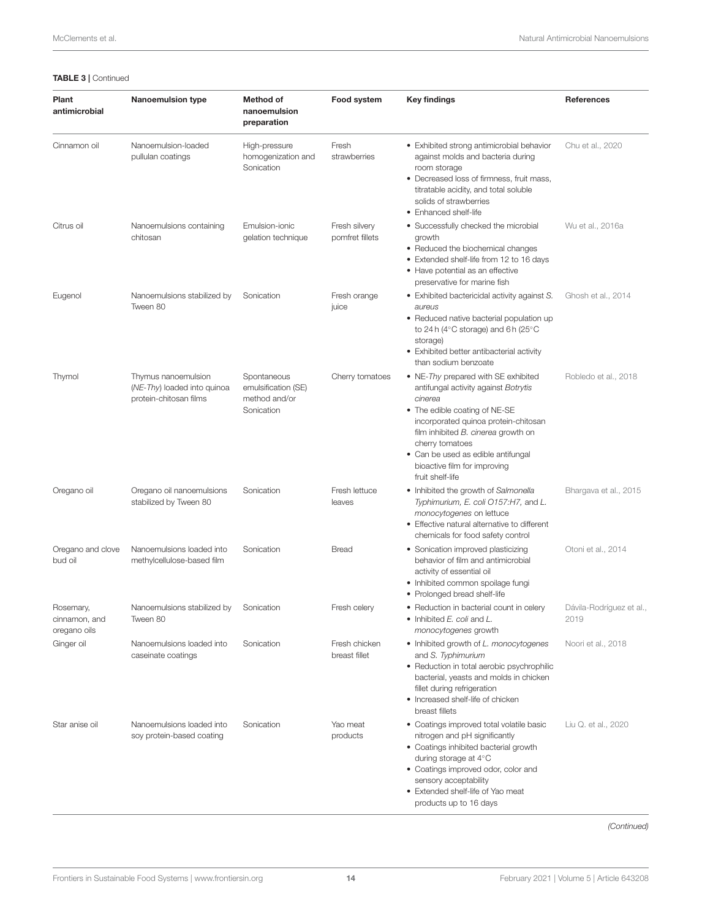**TABLE 3** | Continued

| Plant antimicrobial | Nanoemulsion type | Method of nanoemulsion preparation | Food system | Key findings | References |
|---|---|---|---|---|---|
| Cinnamon oil | Nanoemulsion-loaded pullulan coatings | High-pressure homogenization and Sonication | Fresh strawberries | • Exhibited strong antimicrobial behavior against molds and bacteria during room storage<br>• Decreased loss of firmness, fruit mass, titratable acidity, and total soluble solids of strawberries<br>• Enhanced shelf-life | Chu et al., 2020 |
| Citrus oil | Nanoemulsions containing chitosan | Emulsion-ionic gelation technique | Fresh silvery pomfret fillets | • Successfully checked the microbial growth<br>• Reduced the biochemical changes<br>• Extended shelf-life from 12 to 16 days<br>• Have potential as an effective preservative for marine fish | Wu et al., 2016a |
| Eugenol | Nanoemulsions stabilized by Tween 80 | Sonication | Fresh orange juice | • Exhibited bactericidal activity against *S. aureus*<br>• Reduced native bacterial population up to 24 h (4°C storage) and 6 h (25°C storage)<br>• Exhibited better antibacterial activity than sodium benzoate | Ghosh et al., 2014 |
| Thymol | Thymus nanoemulsion (*NE-Thy*) loaded into quinoa protein-chitosan films | Spontaneous emulsification (SE) method and/or Sonication | Cherry tomatoes | • NE-*Thy* prepared with SE exhibited antifungal activity against *Botrytis cinerea*<br>• The edible coating of NE-SE incorporated quinoa protein-chitosan film inhibited *B. cinerea* growth on cherry tomatoes<br>• Can be used as edible antifungal bioactive film for improving fruit shelf-life | Robledo et al., 2018 |
| Oregano oil | Oregano oil nanoemulsions stabilized by Tween 80 | Sonication | Fresh lettuce leaves | • Inhibited the growth of *Salmonella Typhimurium, E. coli O157:H7*, and *L. monocytogenes* on lettuce<br>• Effective natural alternative to different chemicals for food safety control | Bhargava et al., 2015 |
| Oregano and clove bud oil | Nanoemulsions loaded into methylcellulose-based film | Sonication | Bread | • Sonication improved plasticizing behavior of film and antimicrobial activity of essential oil<br>• Inhibited common spoilage fungi<br>• Prolonged bread shelf-life | Otoni et al., 2014 |
| Rosemary, cinnamon, and oregano oils | Nanoemulsions stabilized by Tween 80 | Sonication | Fresh celery | • Reduction in bacterial count in celery<br>• Inhibited *E. coli* and *L. monocytogenes* growth | Dávila-Rodríguez et al., 2019 |
| Ginger oil | Nanoemulsions loaded into caseinate coatings | Sonication | Fresh chicken breast fillet | • Inhibited growth of *L. monocytogenes* and *S. Typhimurium*<br>• Reduction in total aerobic psychrophilic bacterial, yeasts and molds in chicken fillet during refrigeration<br>• Increased shelf-life of chicken breast fillets | Noori et al., 2018 |
| Star anise oil | Nanoemulsions loaded into soy protein-based coating | Sonication | Yao meat products | • Coatings improved total volatile basic nitrogen and pH significantly<br>• Coatings inhibited bacterial growth during storage at 4°C<br>• Coatings improved odor, color and sensory acceptability<br>• Extended shelf-life of Yao meat products up to 16 days | Liu Q. et al., 2020 |

*(Continued)*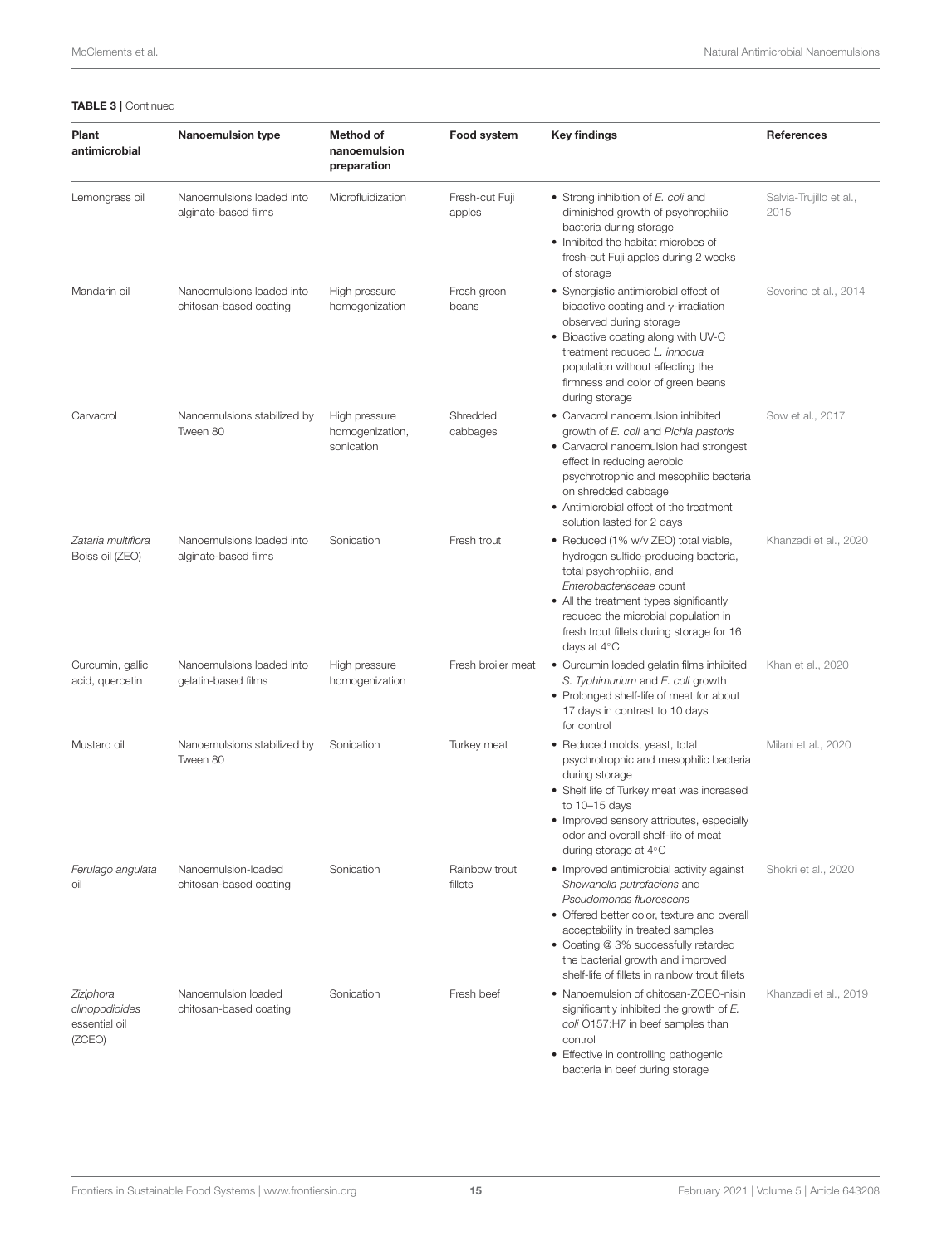**TABLE 3 |** Continued

| Plant antimicrobial | Nanoemulsion type | Method of nanoemulsion preparation | Food system | Key findings | References |
|---|---|---|---|---|---|
| Lemongrass oil | Nanoemulsions loaded into alginate-based films | Microfluidization | Fresh-cut Fuji apples | • Strong inhibition of *E. coli* and diminished growth of psychrophilic bacteria during storage<br>• Inhibited the habitat microbes of fresh-cut Fuji apples during 2 weeks of storage | Salvia-Trujillo et al., 2015 |
| Mandarin oil | Nanoemulsions loaded into chitosan-based coating | High pressure homogenization | Fresh green beans | • Synergistic antimicrobial effect of bioactive coating and γ-irradiation observed during storage<br>• Bioactive coating along with UV-C treatment reduced *L. innocua* population without affecting the firmness and color of green beans during storage | Severino et al., 2014 |
| Carvacrol | Nanoemulsions stabilized by Tween 80 | High pressure homogenization, sonication | Shredded cabbages | • Carvacrol nanoemulsion inhibited growth of *E. coli* and *Pichia pastoris*<br>• Carvacrol nanoemulsion had strongest effect in reducing aerobic psychrotrophic and mesophilic bacteria on shredded cabbage<br>• Antimicrobial effect of the treatment solution lasted for 2 days | Sow et al., 2017 |
| *Zataria multiflora* Boiss oil (ZEO) | Nanoemulsions loaded into alginate-based films | Sonication | Fresh trout | • Reduced (1% w/v ZEO) total viable, hydrogen sulfide-producing bacteria, total psychrophilic, and *Enterobacteriaceae* count<br>• All the treatment types significantly reduced the microbial population in fresh trout fillets during storage for 16 days at 4°C | Khanzadi et al., 2020 |
| Curcumin, gallic acid, quercetin | Nanoemulsions loaded into gelatin-based films | High pressure homogenization | Fresh broiler meat | • Curcumin loaded gelatin films inhibited *S. Typhimurium* and *E. coli* growth<br>• Prolonged shelf-life of meat for about 17 days in contrast to 10 days for control | Khan et al., 2020 |
| Mustard oil | Nanoemulsions stabilized by Tween 80 | Sonication | Turkey meat | • Reduced molds, yeast, total psychrotrophic and mesophilic bacteria during storage<br>• Shelf life of Turkey meat was increased to 10–15 days<br>• Improved sensory attributes, especially odor and overall shelf-life of meat during storage at 4°C | Milani et al., 2020 |
| *Ferulago angulata* oil | Nanoemulsion-loaded chitosan-based coating | Sonication | Rainbow trout fillets | • Improved antimicrobial activity against *Shewanella putrefaciens* and *Pseudomonas fluorescens*<br>• Offered better color, texture and overall acceptability in treated samples<br>• Coating @ 3% successfully retarded the bacterial growth and improved shelf-life of fillets in rainbow trout fillets | Shokri et al., 2020 |
| *Ziziphora clinopodioides* essential oil (ZCEO) | Nanoemulsion loaded chitosan-based coating | Sonication | Fresh beef | • Nanoemulsion of chitosan-ZCEO-nisin significantly inhibited the growth of *E. coli* O157:H7 in beef samples than control<br>• Effective in controlling pathogenic bacteria in beef during storage | Khanzadi et al., 2019 |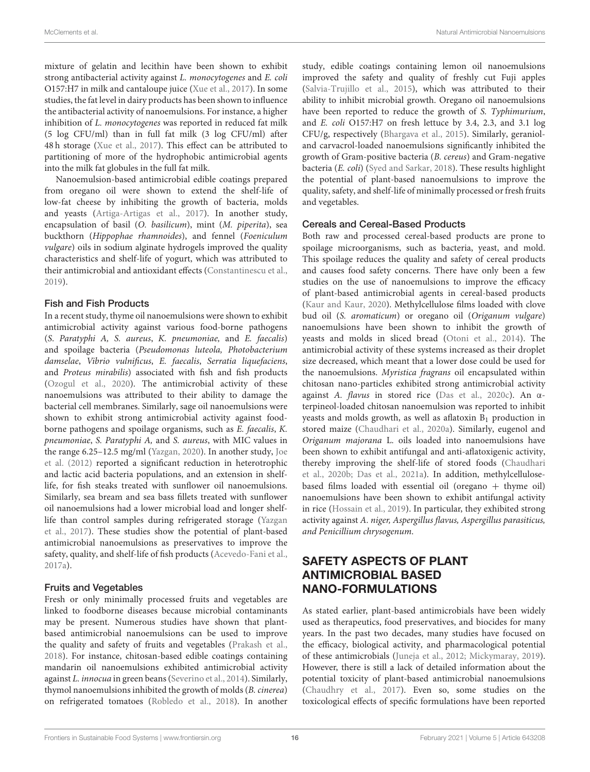mixture of gelatin and lecithin have been shown to exhibit strong antibacterial activity against *L. monocytogenes* and *E. coli* O157:H7 in milk and cantaloupe juice (Xue et al., 2017). In some studies, the fat level in dairy products has been shown to influence the antibacterial activity of nanoemulsions. For instance, a higher inhibition of *L. monocytogenes* was reported in reduced fat milk (5 log CFU/ml) than in full fat milk (3 log CFU/ml) after 48 h storage (Xue et al., 2017). This effect can be attributed to partitioning of more of the hydrophobic antimicrobial agents into the milk fat globules in the full fat milk.

Nanoemulsion-based antimicrobial edible coatings prepared from oregano oil were shown to extend the shelf-life of low-fat cheese by inhibiting the growth of bacteria, molds and yeasts (Artiga-Artigas et al., 2017). In another study, encapsulation of basil (*O. basilicum*), mint (*M. piperita*), sea buckthorn (*Hippophae rhamnoides*), and fennel (*Foeniculum vulgare*) oils in sodium alginate hydrogels improved the quality characteristics and shelf-life of yogurt, which was attributed to their antimicrobial and antioxidant effects (Constantinescu et al., 2019).

### Fish and Fish Products

In a recent study, thyme oil nanoemulsions were shown to exhibit antimicrobial activity against various food-borne pathogens (*S. Paratyphi A, S. aureus*, *K. pneumoniae,* and *E. faecalis*) and spoilage bacteria (*Pseudomonas luteola, Photobacterium damselae*, *Vibrio vulnificus*, *E. faecalis*, *Serratia liquefaciens*, and *Proteus mirabilis*) associated with fish and fish products (Ozogul et al., 2020). The antimicrobial activity of these nanoemulsions was attributed to their ability to damage the bacterial cell membranes. Similarly, sage oil nanoemulsions were shown to exhibit strong antimicrobial activity against food-borne pathogens and spoilage organisms, such as *E. faecalis*, *K. pneumoniae*, *S. Paratyphi A,* and *S. aureus*, with MIC values in the range 6.25–12.5 mg/ml (Yazgan, 2020). In another study, Joe et al. (2012) reported a significant reduction in heterotrophic and lactic acid bacteria populations, and an extension in shelf-life, for fish steaks treated with sunflower oil nanoemulsions. Similarly, sea bream and sea bass fillets treated with sunflower oil nanoemulsions had a lower microbial load and longer shelf-life than control samples during refrigerated storage (Yazgan et al., 2017). These studies show the potential of plant-based antimicrobial nanoemulsions as preservatives to improve the safety, quality, and shelf-life of fish products (Acevedo-Fani et al., 2017a).

### Fruits and Vegetables

Fresh or only minimally processed fruits and vegetables are linked to foodborne diseases because microbial contaminants may be present. Numerous studies have shown that plant-based antimicrobial nanoemulsions can be used to improve the quality and safety of fruits and vegetables (Prakash et al., 2018). For instance, chitosan-based edible coatings containing mandarin oil nanoemulsions exhibited antimicrobial activity against *L. innocua* in green beans (Severino et al., 2014). Similarly, thymol nanoemulsions inhibited the growth of molds (*B. cinerea*) on refrigerated tomatoes (Robledo et al., 2018). In another study, edible coatings containing lemon oil nanoemulsions improved the safety and quality of freshly cut Fuji apples (Salvia-Trujillo et al., 2015), which was attributed to their ability to inhibit microbial growth. Oregano oil nanoemulsions have been reported to reduce the growth of *S. Typhimurium*, and *E. coli* O157:H7 on fresh lettuce by 3.4, 2.3, and 3.1 log CFU/g, respectively (Bhargava et al., 2015). Similarly, geraniol- and carvacrol-loaded nanoemulsions significantly inhibited the growth of Gram-positive bacteria (*B. cereus*) and Gram-negative bacteria (*E. coli*) (Syed and Sarkar, 2018). These results highlight the potential of plant-based nanoemulsions to improve the quality, safety, and shelf-life of minimally processed or fresh fruits and vegetables.

### Cereals and Cereal-Based Products

Both raw and processed cereal-based products are prone to spoilage microorganisms, such as bacteria, yeast, and mold. This spoilage reduces the quality and safety of cereal products and causes food safety concerns. There have only been a few studies on the use of nanoemulsions to improve the efficacy of plant-based antimicrobial agents in cereal-based products (Kaur and Kaur, 2020). Methylcellulose films loaded with clove bud oil (*S. aromaticum*) or oregano oil (*Origanum vulgare*) nanoemulsions have been shown to inhibit the growth of yeasts and molds in sliced bread (Otoni et al., 2014). The antimicrobial activity of these systems increased as their droplet size decreased, which meant that a lower dose could be used for the nanoemulsions. *Myristica fragrans* oil encapsulated within chitosan nano-particles exhibited strong antimicrobial activity against *A. flavus* in stored rice (Das et al., 2020c). An α-terpineol-loaded chitosan nanoemulsion was reported to inhibit yeasts and molds growth, as well as aflatoxin $B_1$ production in stored maize (Chaudhari et al., 2020a). Similarly, eugenol and *Origanum majorana* L. oils loaded into nanoemulsions have been shown to exhibit antifungal and anti-aflatoxigenic activity, thereby improving the shelf-life of stored foods (Chaudhari et al., 2020b; Das et al., 2021a). In addition, methylcellulose-based films loaded with essential oil (oregano + thyme oil) nanoemulsions have been shown to exhibit antifungal activity in rice (Hossain et al., 2019). In particular, they exhibited strong activity against *A. niger, Aspergillus flavus, Aspergillus parasiticus, and Penicillium chrysogenum*.

## SAFETY ASPECTS OF PLANT ANTIMICROBIAL BASED NANO-FORMULATIONS

As stated earlier, plant-based antimicrobials have been widely used as therapeutics, food preservatives, and biocides for many years. In the past two decades, many studies have focused on the efficacy, biological activity, and pharmacological potential of these antimicrobials (Juneja et al., 2012; Mickymaray, 2019). However, there is still a lack of detailed information about the potential toxicity of plant-based antimicrobial nanoemulsions (Chaudhry et al., 2017). Even so, some studies on the toxicological effects of specific formulations have been reported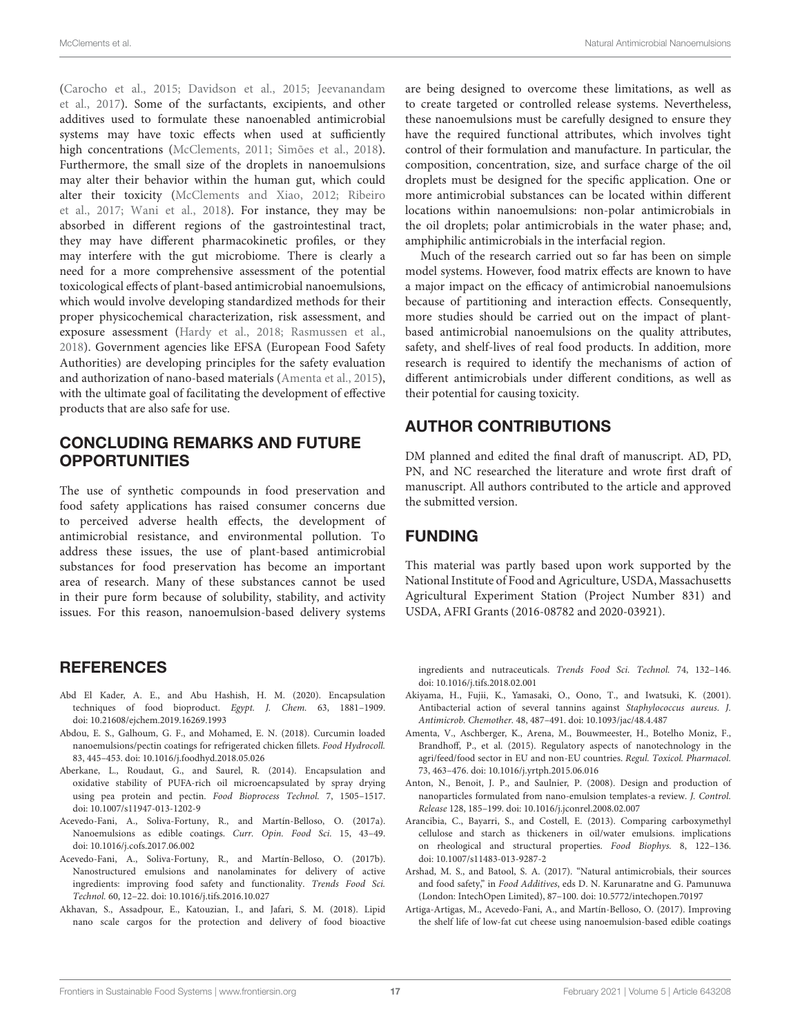(Carocho et al., 2015; Davidson et al., 2015; Jeevanandam et al., 2017). Some of the surfactants, excipients, and other additives used to formulate these nanoenabled antimicrobial systems may have toxic effects when used at sufficiently high concentrations (McClements, 2011; Simões et al., 2018). Furthermore, the small size of the droplets in nanoemulsions may alter their behavior within the human gut, which could alter their toxicity (McClements and Xiao, 2012; Ribeiro et al., 2017; Wani et al., 2018). For instance, they may be absorbed in different regions of the gastrointestinal tract, they may have different pharmacokinetic profiles, or they may interfere with the gut microbiome. There is clearly a need for a more comprehensive assessment of the potential toxicological effects of plant-based antimicrobial nanoemulsions, which would involve developing standardized methods for their proper physicochemical characterization, risk assessment, and exposure assessment (Hardy et al., 2018; Rasmussen et al., 2018). Government agencies like EFSA (European Food Safety Authorities) are developing principles for the safety evaluation and authorization of nano-based materials (Amenta et al., 2015), with the ultimate goal of facilitating the development of effective products that are also safe for use.

## CONCLUDING REMARKS AND FUTURE OPPORTUNITIES

The use of synthetic compounds in food preservation and food safety applications has raised consumer concerns due to perceived adverse health effects, the development of antimicrobial resistance, and environmental pollution. To address these issues, the use of plant-based antimicrobial substances for food preservation has become an important area of research. Many of these substances cannot be used in their pure form because of solubility, stability, and activity issues. For this reason, nanoemulsion-based delivery systems are being designed to overcome these limitations, as well as to create targeted or controlled release systems. Nevertheless, these nanoemulsions must be carefully designed to ensure they have the required functional attributes, which involves tight control of their formulation and manufacture. In particular, the composition, concentration, size, and surface charge of the oil droplets must be designed for the specific application. One or more antimicrobial substances can be located within different locations within nanoemulsions: non-polar antimicrobials in the oil droplets; polar antimicrobials in the water phase; and, amphiphilic antimicrobials in the interfacial region.

Much of the research carried out so far has been on simple model systems. However, food matrix effects are known to have a major impact on the efficacy of antimicrobial nanoemulsions because of partitioning and interaction effects. Consequently, more studies should be carried out on the impact of plant-based antimicrobial nanoemulsions on the quality attributes, safety, and shelf-lives of real food products. In addition, more research is required to identify the mechanisms of action of different antimicrobials under different conditions, as well as their potential for causing toxicity.

## AUTHOR CONTRIBUTIONS

DM planned and edited the final draft of manuscript. AD, PD, PN, and NC researched the literature and wrote first draft of manuscript. All authors contributed to the article and approved the submitted version.

## FUNDING

This material was partly based upon work supported by the National Institute of Food and Agriculture, USDA, Massachusetts Agricultural Experiment Station (Project Number 831) and USDA, AFRI Grants (2016-08782 and 2020-03921).

## REFERENCES

Abd El Kader, A. E., and Abu Hashish, H. M. (2020). Encapsulation techniques of food bioproduct. *Egypt. J. Chem.* 63, 1881–1909. doi: 10.21608/ejchem.2019.16269.1993

Abdou, E. S., Galhoum, G. F., and Mohamed, E. N. (2018). Curcumin loaded nanoemulsions/pectin coatings for refrigerated chicken fillets. *Food Hydrocoll.* 83, 445–453. doi: 10.1016/j.foodhyd.2018.05.026

Aberkane, L., Roudaut, G., and Saurel, R. (2014). Encapsulation and oxidative stability of PUFA-rich oil microencapsulated by spray drying using pea protein and pectin. *Food Bioprocess Technol.* 7, 1505–1517. doi: 10.1007/s11947-013-1202-9

Acevedo-Fani, A., Soliva-Fortuny, R., and Martín-Belloso, O. (2017a). Nanoemulsions as edible coatings. *Curr. Opin. Food Sci.* 15, 43–49. doi: 10.1016/j.cofs.2017.06.002

Acevedo-Fani, A., Soliva-Fortuny, R., and Martín-Belloso, O. (2017b). Nanostructured emulsions and nanolaminates for delivery of active ingredients: improving food safety and functionality. *Trends Food Sci. Technol.* 60, 12–22. doi: 10.1016/j.tifs.2016.10.027

Akhavan, S., Assadpour, E., Katouzian, I., and Jafari, S. M. (2018). Lipid nano scale cargos for the protection and delivery of food bioactive ingredients and nutraceuticals. *Trends Food Sci. Technol.* 74, 132–146. doi: 10.1016/j.tifs.2018.02.001

Akiyama, H., Fujii, K., Yamasaki, O., Oono, T., and Iwatsuki, K. (2001). Antibacterial action of several tannins against *Staphylococcus aureus*. *J. Antimicrob. Chemother.* 48, 487–491. doi: 10.1093/jac/48.4.487

Amenta, V., Aschberger, K., Arena, M., Bouwmeester, H., Botelho Moniz, F., Brandhoff, P., et al. (2015). Regulatory aspects of nanotechnology in the agri/feed/food sector in EU and non-EU countries. *Regul. Toxicol. Pharmacol.* 73, 463–476. doi: 10.1016/j.yrtph.2015.06.016

Anton, N., Benoit, J. P., and Saulnier, P. (2008). Design and production of nanoparticles formulated from nano-emulsion templates-a review. *J. Control. Release* 128, 185–199. doi: 10.1016/j.jconrel.2008.02.007

Arancibia, C., Bayarri, S., and Costell, E. (2013). Comparing carboxymethyl cellulose and starch as thickeners in oil/water emulsions. implications on rheological and structural properties. *Food Biophys.* 8, 122–136. doi: 10.1007/s11483-013-9287-2

Arshad, M. S., and Batool, S. A. (2017). "Natural antimicrobials, their sources and food safety," in *Food Additives*, eds D. N. Karunaratne and G. Pamunuwa (London: IntechOpen Limited), 87–100. doi: 10.5772/intechopen.70197

Artiga-Artigas, M., Acevedo-Fani, A., and Martín-Belloso, O. (2017). Improving the shelf life of low-fat cut cheese using nanoemulsion-based edible coatings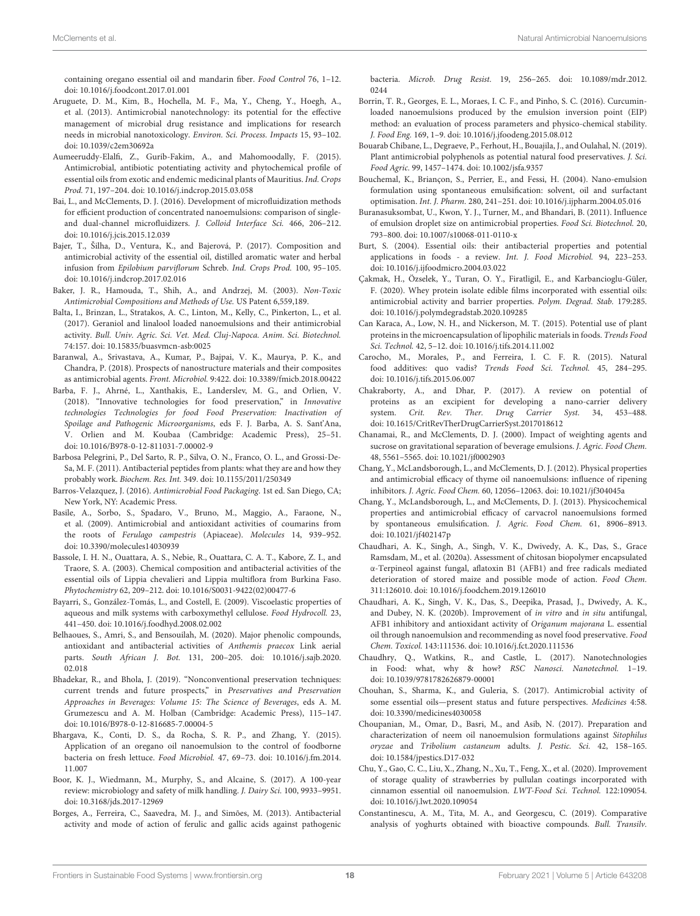containing oregano essential oil and mandarin fiber. *Food Control* 76, 1–12. doi: 10.1016/j.foodcont.2017.01.001

Aruguete, D. M., Kim, B., Hochella, M. F., Ma, Y., Cheng, Y., Hoegh, A., et al. (2013). Antimicrobial nanotechnology: its potential for the effective management of microbial drug resistance and implications for research needs in microbial nanotoxicology. *Environ. Sci. Process. Impacts* 15, 93–102. doi: 10.1039/c2em30692a

Aumeeruddy-Elalfi, Z., Gurib-Fakim, A., and Mahomoodally, F. (2015). Antimicrobial, antibiotic potentiating activity and phytochemical profile of essential oils from exotic and endemic medicinal plants of Mauritius. *Ind. Crops Prod.* 71, 197–204. doi: 10.1016/j.indcrop.2015.03.058

Bai, L., and McClements, D. J. (2016). Development of microfluidization methods for efficient production of concentrated nanoemulsions: comparison of single- and dual-channel microfluidizers. *J. Colloid Interface Sci.* 466, 206–212. doi: 10.1016/j.jcis.2015.12.039

Bajer, T., Šilha, D., Ventura, K., and Bajerová, P. (2017). Composition and antimicrobial activity of the essential oil, distilled aromatic water and herbal infusion from *Epilobium parviflorum* Schreb. *Ind. Crops Prod.* 100, 95–105. doi: 10.1016/j.indcrop.2017.02.016

Baker, J. R., Hamouda, T., Shih, A., and Andrzej, M. (2003). *Non-Toxic Antimicrobial Compositions and Methods of Use.* US Patent 6,559,189.

Balta, I., Brinzan, L., Stratakos, A. C., Linton, M., Kelly, C., Pinkerton, L., et al. (2017). Geraniol and linalool loaded nanoemulsions and their antimicrobial activity. *Bull. Univ. Agric. Sci. Vet. Med. Cluj-Napoca. Anim. Sci. Biotechnol.* 74:157. doi: 10.15835/buasvmcn-asb:0025

Baranwal, A., Srivastava, A., Kumar, P., Bajpai, V. K., Maurya, P. K., and Chandra, P. (2018). Prospects of nanostructure materials and their composites as antimicrobial agents. *Front. Microbiol.* 9:422. doi: 10.3389/fmicb.2018.00422

Barba, F. J., Ahrné, L., Xanthakis, E., Landerslev, M. G., and Orlien, V. (2018). "Innovative technologies for food preservation," in *Innovative technologies Technologies for food Food Preservation: Inactivation of Spoilage and Pathogenic Microorganisms*, eds F. J. Barba, A. S. Sant'Ana, V. Orlien and M. Koubaa (Cambridge: Academic Press), 25–51. doi: 10.1016/B978-0-12-811031-7.00002-9

Barbosa Pelegrini, P., Del Sarto, R. P., Silva, O. N., Franco, O. L., and Grossi-De-Sa, M. F. (2011). Antibacterial peptides from plants: what they are and how they probably work. *Biochem. Res. Int.* 349. doi: 10.1155/2011/250349

Barros-Velazquez, J. (2016). *Antimicrobial Food Packaging.* 1st ed. San Diego, CA; New York, NY: Academic Press.

Basile, A., Sorbo, S., Spadaro, V., Bruno, M., Maggio, A., Faraone, N., et al. (2009). Antimicrobial and antioxidant activities of coumarins from the roots of *Ferulago campestris* (Apiaceae). *Molecules* 14, 939–952. doi: 10.3390/molecules14030939

Bassole, I. H. N., Ouattara, A. S., Nebie, R., Ouattara, C. A. T., Kabore, Z. I., and Traore, S. A. (2003). Chemical composition and antibacterial activities of the essential oils of Lippia chevalieri and Lippia multiflora from Burkina Faso. *Phytochemistry* 62, 209–212. doi: 10.1016/S0031-9422(02)00477-6

Bayarri, S., González-Tomás, L., and Costell, E. (2009). Viscoelastic properties of aqueous and milk systems with carboxymethyl cellulose. *Food Hydrocoll.* 23, 441–450. doi: 10.1016/j.foodhyd.2008.02.002

Belhaoues, S., Amri, S., and Bensouilah, M. (2020). Major phenolic compounds, antioxidant and antibacterial activities of *Anthemis praecox* Link aerial parts. *South African J. Bot.* 131, 200–205. doi: 10.1016/j.sajb.2020.02.018

Bhadekar, R., and Bhola, J. (2019). "Nonconventional preservation techniques: current trends and future prospects," in *Preservatives and Preservation Approaches in Beverages: Volume 15: The Science of Beverages*, eds A. M. Grumezescu and A. M. Holban (Cambridge: Academic Press), 115–147. doi: 10.1016/B978-0-12-816685-7.00004-5

Bhargava, K., Conti, D. S., da Rocha, S. R. P., and Zhang, Y. (2015). Application of an oregano oil nanoemulsion to the control of foodborne bacteria on fresh lettuce. *Food Microbiol.* 47, 69–73. doi: 10.1016/j.fm.2014.11.007

Boor, K. J., Wiedmann, M., Murphy, S., and Alcaine, S. (2017). A 100-year review: microbiology and safety of milk handling. *J. Dairy Sci.* 100, 9933–9951. doi: 10.3168/jds.2017-12969

Borges, A., Ferreira, C., Saavedra, M. J., and Simões, M. (2013). Antibacterial activity and mode of action of ferulic and gallic acids against pathogenic bacteria. *Microb. Drug Resist.* 19, 256–265. doi: 10.1089/mdr.2012.0244

Borrin, T. R., Georges, E. L., Moraes, I. C. F., and Pinho, S. C. (2016). Curcumin-loaded nanoemulsions produced by the emulsion inversion point (EIP) method: an evaluation of process parameters and physico-chemical stability. *J. Food Eng.* 169, 1–9. doi: 10.1016/j.jfoodeng.2015.08.012

Bouarab Chibane, L., Degraeve, P., Ferhout, H., Bouajila, J., and Oulahal, N. (2019). Plant antimicrobial polyphenols as potential natural food preservatives. *J. Sci. Food Agric.* 99, 1457–1474. doi: 10.1002/jsfa.9357

Bouchemal, K., Briançon, S., Perrier, E., and Fessi, H. (2004). Nano-emulsion formulation using spontaneous emulsification: solvent, oil and surfactant optimisation. *Int. J. Pharm.* 280, 241–251. doi: 10.1016/j.ijpharm.2004.05.016

Buranasuksombat, U., Kwon, Y. J., Turner, M., and Bhandari, B. (2011). Influence of emulsion droplet size on antimicrobial properties. *Food Sci. Biotechnol.* 20, 793–800. doi: 10.1007/s10068-011-0110-x

Burt, S. (2004). Essential oils: their antibacterial properties and potential applications in foods - a review. *Int. J. Food Microbiol.* 94, 223–253. doi: 10.1016/j.ijfoodmicro.2004.03.022

Çakmak, H., Özselek, Y., Turan, O. Y., Firatligil, E., and Karbancioglu-Güler, F. (2020). Whey protein isolate edible films incorporated with essential oils: antimicrobial activity and barrier properties. *Polym. Degrad. Stab.* 179:285. doi: 10.1016/j.polymdegradstab.2020.109285

Can Karaca, A., Low, N. H., and Nickerson, M. T. (2015). Potential use of plant proteins in the microencapsulation of lipophilic materials in foods. *Trends Food Sci. Technol.* 42, 5–12. doi: 10.1016/j.tifs.2014.11.002

Carocho, M., Morales, P., and Ferreira, I. C. F. R. (2015). Natural food additives: quo vadis? *Trends Food Sci. Technol.* 45, 284–295. doi: 10.1016/j.tifs.2015.06.007

Chakraborty, A., and Dhar, P. (2017). A review on potential of proteins as an excipient for developing a nano-carrier delivery system. *Crit. Rev. Ther. Drug Carrier Syst.* 34, 453–488. doi: 10.1615/CritRevTherDrugCarrierSyst.2017018612

Chanamai, R., and McClements, D. J. (2000). Impact of weighting agents and sucrose on gravitational separation of beverage emulsions. *J. Agric. Food Chem.* 48, 5561–5565. doi: 10.1021/jf0002903

Chang, Y., McLandsborough, L., and McClements, D. J. (2012). Physical properties and antimicrobial efficacy of thyme oil nanoemulsions: influence of ripening inhibitors. *J. Agric. Food Chem.* 60, 12056–12063. doi: 10.1021/jf304045a

Chang, Y., McLandsborough, L., and McClements, D. J. (2013). Physicochemical properties and antimicrobial efficacy of carvacrol nanoemulsions formed by spontaneous emulsification. *J. Agric. Food Chem.* 61, 8906–8913. doi: 10.1021/jf402147p

Chaudhari, A. K., Singh, A., Singh, V. K., Dwivedy, A. K., Das, S., Grace Ramsdam, M., et al. (2020a). Assessment of chitosan biopolymer encapsulated α-Terpineol against fungal, aflatoxin B1 (AFB1) and free radicals mediated deterioration of stored maize and possible mode of action. *Food Chem.* 311:126010. doi: 10.1016/j.foodchem.2019.126010

Chaudhari, A. K., Singh, V. K., Das, S., Deepika, Prasad, J., Dwivedy, A. K., and Dubey, N. K. (2020b). Improvement of *in vitro* and *in situ* antifungal, AFB1 inhibitory and antioxidant activity of *Origanum majorana* L. essential oil through nanoemulsion and recommending as novel food preservative. *Food Chem. Toxicol.* 143:111536. doi: 10.1016/j.fct.2020.111536

Chaudhry, Q., Watkins, R., and Castle, L. (2017). Nanotechnologies in Food: what, why & how? *RSC Nanosci. Nanotechnol.* 1–19. doi: 10.1039/9781782626879-00001

Chouhan, S., Sharma, K., and Guleria, S. (2017). Antimicrobial activity of some essential oils—present status and future perspectives. *Medicines* 4:58. doi: 10.3390/medicines4030058

Choupanian, M., Omar, D., Basri, M., and Asib, N. (2017). Preparation and characterization of neem oil nanoemulsion formulations against *Sitophilus oryzae* and *Tribolium castaneum* adults. *J. Pestic. Sci.* 42, 158–165. doi: 10.1584/jpestics.D17-032

Chu, Y., Gao, C. C., Liu, X., Zhang, N., Xu, T., Feng, X., et al. (2020). Improvement of storage quality of strawberries by pullulan coatings incorporated with cinnamon essential oil nanoemulsion. *LWT-Food Sci. Technol.* 122:109054. doi: 10.1016/j.lwt.2020.109054

Constantinescu, A. M., Tita, M. A., and Georgescu, C. (2019). Comparative analysis of yoghurts obtained with bioactive compounds. *Bull. Transilv.*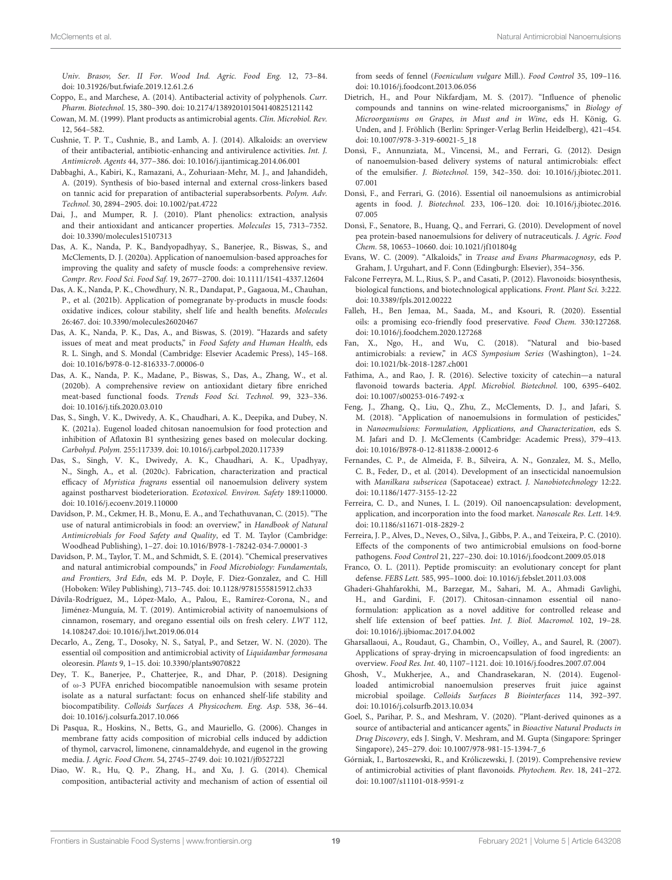*Univ. Brasov, Ser. II For. Wood Ind. Agric. Food Eng.* 12, 73–84. doi: 10.31926/but.fwiafe.2019.12.61.2.6

Coppo, E., and Marchese, A. (2014). Antibacterial activity of polyphenols. *Curr. Pharm. Biotechnol.* 15, 380–390. doi: 10.2174/138920101504140825121142

Cowan, M. M. (1999). Plant products as antimicrobial agents. *Clin. Microbiol. Rev.* 12, 564–582.

Cushnie, T. P. T., Cushnie, B., and Lamb, A. J. (2014). Alkaloids: an overview of their antibacterial, antibiotic-enhancing and antivirulence activities. *Int. J. Antimicrob. Agents* 44, 377–386. doi: 10.1016/j.ijantimicag.2014.06.001

Dabbaghi, A., Kabiri, K., Ramazani, A., Zohuriaan-Mehr, M. J., and Jahandideh, A. (2019). Synthesis of bio-based internal and external cross-linkers based on tannic acid for preparation of antibacterial superabsorbents. *Polym. Adv. Technol.* 30, 2894–2905. doi: 10.1002/pat.4722

Dai, J., and Mumper, R. J. (2010). Plant phenolics: extraction, analysis and their antioxidant and anticancer properties. *Molecules* 15, 7313–7352. doi: 10.3390/molecules15107313

Das, A. K., Nanda, P. K., Bandyopadhyay, S., Banerjee, R., Biswas, S., and McClements, D. J. (2020a). Application of nanoemulsion-based approaches for improving the quality and safety of muscle foods: a comprehensive review. *Compr. Rev. Food Sci. Food Saf.* 19, 2677–2700. doi: 10.1111/1541-4337.12604

Das, A. K., Nanda, P. K., Chowdhury, N. R., Dandapat, P., Gagaoua, M., Chauhan, P., et al. (2021b). Application of pomegranate by-products in muscle foods: oxidative indices, colour stability, shelf life and health benefits. *Molecules* 26:467. doi: 10.3390/molecules26020467

Das, A. K., Nanda, P. K., Das, A., and Biswas, S. (2019). "Hazards and safety issues of meat and meat products," in *Food Safety and Human Health*, eds R. L. Singh, and S. Mondal (Cambridge: Elsevier Academic Press), 145–168. doi: 10.1016/b978-0-12-816333-7.00006-0

Das, A. K., Nanda, P. K., Madane, P., Biswas, S., Das, A., Zhang, W., et al. (2020b). A comprehensive review on antioxidant dietary fibre enriched meat-based functional foods. *Trends Food Sci. Technol.* 99, 323–336. doi: 10.1016/j.tifs.2020.03.010

Das, S., Singh, V. K., Dwivedy, A. K., Chaudhari, A. K., Deepika, and Dubey, N. K. (2021a). Eugenol loaded chitosan nanoemulsion for food protection and inhibition of Aflatoxin B1 synthesizing genes based on molecular docking. *Carbohyd. Polym.* 255:117339. doi: 10.1016/j.carbpol.2020.117339

Das, S., Singh, V. K., Dwivedy, A. K., Chaudhari, A. K., Upadhyay, N., Singh, A., et al. (2020c). Fabrication, characterization and practical efficacy of *Myristica fragrans* essential oil nanoemulsion delivery system against postharvest biodeterioration. *Ecotoxicol. Environ. Safety* 189:110000. doi: 10.1016/j.ecoenv.2019.110000

Davidson, P. M., Cekmer, H. B., Monu, E. A., and Techathuvanan, C. (2015). "The use of natural antimicrobials in food: an overview," in *Handbook of Natural Antimicrobials for Food Safety and Quality*, ed T. M. Taylor (Cambridge: Woodhead Publishing), 1–27. doi: 10.1016/B978-1-78242-034-7.00001-3

Davidson, P. M., Taylor, T. M., and Schmidt, S. E. (2014). "Chemical preservatives and natural antimicrobial compounds," in *Food Microbiology: Fundamentals, and Frontiers, 3rd Edn*, eds M. P. Doyle, F. Diez-Gonzalez, and C. Hill (Hoboken: Wiley Publishing), 713–745. doi: 10.1128/9781555815912.ch33

Dávila-Rodríguez, M., López-Malo, A., Palou, E., Ramírez-Corona, N., and Jiménez-Munguía, M. T. (2019). Antimicrobial activity of nanoemulsions of cinnamon, rosemary, and oregano essential oils on fresh celery. *LWT* 112, 14.108247.doi: 10.1016/j.lwt.2019.06.014

Decarlo, A., Zeng, T., Dosoky, N. S., Satyal, P., and Setzer, W. N. (2020). The essential oil composition and antimicrobial activity of *Liquidambar formosana* oleoresin. *Plants* 9, 1–15. doi: 10.3390/plants9070822

Dey, T. K., Banerjee, P., Chatterjee, R., and Dhar, P. (2018). Designing of ω-3 PUFA enriched biocompatible nanoemulsion with sesame protein isolate as a natural surfactant: focus on enhanced shelf-life stability and biocompatibility. *Colloids Surfaces A Physicochem. Eng. Asp.* 538, 36–44. doi: 10.1016/j.colsurfa.2017.10.066

Di Pasqua, R., Hoskins, N., Betts, G., and Mauriello, G. (2006). Changes in membrane fatty acids composition of microbial cells induced by addiction of thymol, carvacrol, limonene, cinnamaldehyde, and eugenol in the growing media. *J. Agric. Food Chem.* 54, 2745–2749. doi: 10.1021/jf052722l

Diao, W. R., Hu, Q. P., Zhang, H., and Xu, J. G. (2014). Chemical composition, antibacterial activity and mechanism of action of essential oil from seeds of fennel (*Foeniculum vulgare* Mill.). *Food Control* 35, 109–116. doi: 10.1016/j.foodcont.2013.06.056

Dietrich, H., and Pour Nikfardjam, M. S. (2017). "Influence of phenolic compounds and tannins on wine-related microorganisms," in *Biology of Microorganisms on Grapes, in Must and in Wine*, eds H. König, G. Unden, and J. Fröhlich (Berlin: Springer-Verlag Berlin Heidelberg), 421–454. doi: 10.1007/978-3-319-60021-5_18

Donsì, F., Annunziata, M., Vincensi, M., and Ferrari, G. (2012). Design of nanoemulsion-based delivery systems of natural antimicrobials: effect of the emulsifier. *J. Biotechnol.* 159, 342–350. doi: 10.1016/j.jbiotec.2011.07.001

Donsì, F., and Ferrari, G. (2016). Essential oil nanoemulsions as antimicrobial agents in food. *J. Biotechnol.* 233, 106–120. doi: 10.1016/j.jbiotec.2016.07.005

Donsì, F., Senatore, B., Huang, Q., and Ferrari, G. (2010). Development of novel pea protein-based nanoemulsions for delivery of nutraceuticals. *J. Agric. Food Chem.* 58, 10653–10660. doi: 10.1021/jf101804g

Evans, W. C. (2009). "Alkaloids," in *Trease and Evans Pharmacognosy*, eds P. Graham, J. Urguhart, and F. Conn (Edingburgh: Elsevier), 354–356.

Falcone Ferreyra, M. L., Rius, S. P., and Casati, P. (2012). Flavonoids: biosynthesis, biological functions, and biotechnological applications. *Front. Plant Sci.* 3:222. doi: 10.3389/fpls.2012.00222

Falleh, H., Ben Jemaa, M., Saada, M., and Ksouri, R. (2020). Essential oils: a promising eco-friendly food preservative. *Food Chem.* 330:127268. doi: 10.1016/j.foodchem.2020.127268

Fan, X., Ngo, H., and Wu, C. (2018). "Natural and bio-based antimicrobials: a review," in *ACS Symposium Series* (Washington), 1–24. doi: 10.1021/bk-2018-1287.ch001

Fathima, A., and Rao, J. R. (2016). Selective toxicity of catechin—a natural flavonoid towards bacteria. *Appl. Microbiol. Biotechnol.* 100, 6395–6402. doi: 10.1007/s00253-016-7492-x

Feng, J., Zhang, Q., Liu, Q., Zhu, Z., McClements, D. J., and Jafari, S. M. (2018). "Application of nanoemulsions in formulation of pesticides," in *Nanoemulsions: Formulation, Applications, and Characterization*, eds S. M. Jafari and D. J. McClements (Cambridge: Academic Press), 379–413. doi: 10.1016/B978-0-12-811838-2.00012-6

Fernandes, C. P., de Almeida, F. B., Silveira, A. N., Gonzalez, M. S., Mello, C. B., Feder, D., et al. (2014). Development of an insecticidal nanoemulsion with *Manilkara subsericea* (Sapotaceae) extract. *J. Nanobiotechnology* 12:22. doi: 10.1186/1477-3155-12-22

Ferreira, C. D., and Nunes, I. L. (2019). Oil nanoencapsulation: development, application, and incorporation into the food market. *Nanoscale Res. Lett.* 14:9. doi: 10.1186/s11671-018-2829-2

Ferreira, J. P., Alves, D., Neves, O., Silva, J., Gibbs, P. A., and Teixeira, P. C. (2010). Effects of the components of two antimicrobial emulsions on food-borne pathogens. *Food Control* 21, 227–230. doi: 10.1016/j.foodcont.2009.05.018

Franco, O. L. (2011). Peptide promiscuity: an evolutionary concept for plant defense. *FEBS Lett.* 585, 995–1000. doi: 10.1016/j.febslet.2011.03.008

Ghaderi-Ghahfarokhi, M., Barzegar, M., Sahari, M. A., Ahmadi Gavlighi, H., and Gardini, F. (2017). Chitosan-cinnamon essential oil nano-formulation: application as a novel additive for controlled release and shelf life extension of beef patties. *Int. J. Biol. Macromol.* 102, 19–28. doi: 10.1016/j.ijbiomac.2017.04.002

Gharsallaoui, A., Roudaut, G., Chambin, O., Voilley, A., and Saurel, R. (2007). Applications of spray-drying in microencapsulation of food ingredients: an overview. *Food Res. Int.* 40, 1107–1121. doi: 10.1016/j.foodres.2007.07.004

Ghosh, V., Mukherjee, A., and Chandrasekaran, N. (2014). Eugenol-loaded antimicrobial nanoemulsion preserves fruit juice against microbial spoilage. *Colloids Surfaces B Biointerfaces* 114, 392–397. doi: 10.1016/j.colsurfb.2013.10.034

Goel, S., Parihar, P. S., and Meshram, V. (2020). "Plant-derived quinones as a source of antibacterial and anticancer agents," in *Bioactive Natural Products in Drug Discovery*, eds J. Singh, V. Meshram, and M. Gupta (Singapore: Springer Singapore), 245–279. doi: 10.1007/978-981-15-1394-7_6

Górniak, I., Bartoszewski, R., and Króliczewski, J. (2019). Comprehensive review of antimicrobial activities of plant flavonoids. *Phytochem. Rev.* 18, 241–272. doi: 10.1007/s11101-018-9591-z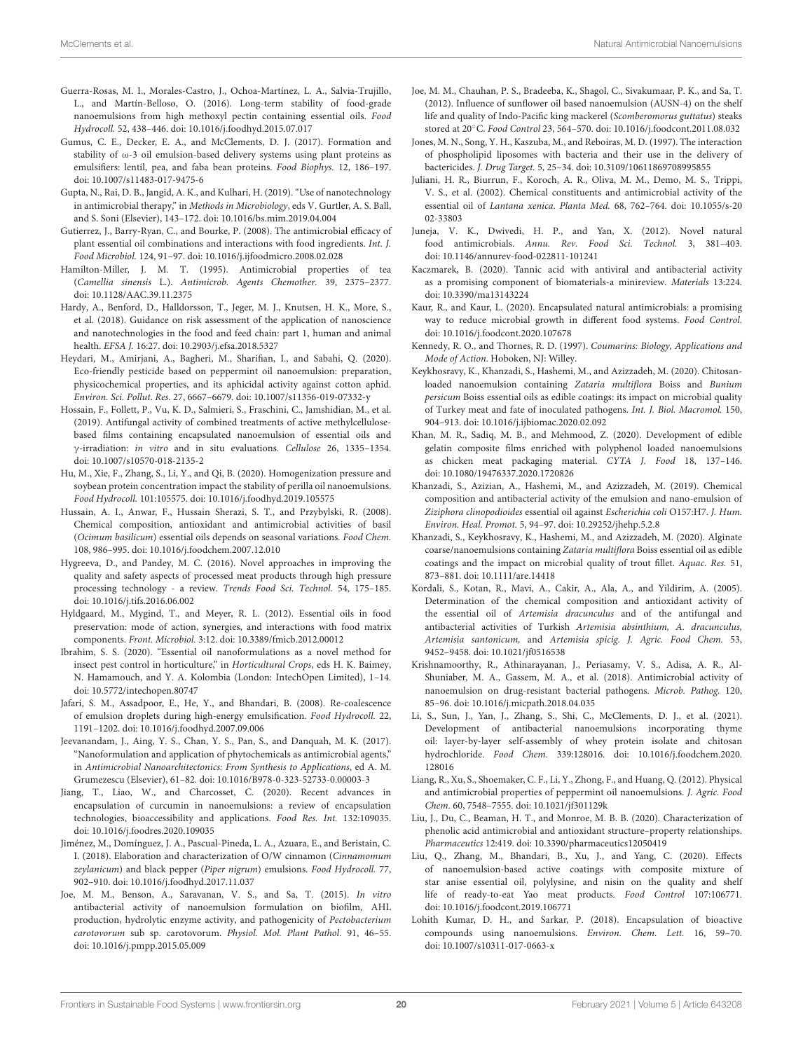Guerra-Rosas, M. I., Morales-Castro, J., Ochoa-Martínez, L. A., Salvia-Trujillo, L., and Martín-Belloso, O. (2016). Long-term stability of food-grade nanoemulsions from high methoxyl pectin containing essential oils. *Food Hydrocoll.* 52, 438–446. doi: 10.1016/j.foodhyd.2015.07.017

Gumus, C. E., Decker, E. A., and McClements, D. J. (2017). Formation and stability of ω-3 oil emulsion-based delivery systems using plant proteins as emulsifiers: lentil, pea, and faba bean proteins. *Food Biophys.* 12, 186–197. doi: 10.1007/s11483-017-9475-6

Gupta, N., Rai, D. B., Jangid, A. K., and Kulhari, H. (2019). "Use of nanotechnology in antimicrobial therapy," in *Methods in Microbiology*, eds V. Gurtler, A. S. Ball, and S. Soni (Elsevier), 143–172. doi: 10.1016/bs.mim.2019.04.004

Gutierrez, J., Barry-Ryan, C., and Bourke, P. (2008). The antimicrobial efficacy of plant essential oil combinations and interactions with food ingredients. *Int. J. Food Microbiol.* 124, 91–97. doi: 10.1016/j.ijfoodmicro.2008.02.028

Hamilton-Miller, J. M. T. (1995). Antimicrobial properties of tea (*Camellia sinensis* L.). *Antimicrob. Agents Chemother.* 39, 2375–2377. doi: 10.1128/AAC.39.11.2375

Hardy, A., Benford, D., Halldorsson, T., Jeger, M. J., Knutsen, H. K., More, S., et al. (2018). Guidance on risk assessment of the application of nanoscience and nanotechnologies in the food and feed chain: part 1, human and animal health. *EFSA J.* 16:27. doi: 10.2903/j.efsa.2018.5327

Heydari, M., Amirjani, A., Bagheri, M., Sharifian, I., and Sabahi, Q. (2020). Eco-friendly pesticide based on peppermint oil nanoemulsion: preparation, physicochemical properties, and its aphicidal activity against cotton aphid. *Environ. Sci. Pollut. Res.* 27, 6667–6679. doi: 10.1007/s11356-019-07332-y

Hossain, F., Follett, P., Vu, K. D., Salmieri, S., Fraschini, C., Jamshidian, M., et al. (2019). Antifungal activity of combined treatments of active methylcellulose-based films containing encapsulated nanoemulsion of essential oils and γ-irradiation: *in vitro* and in situ evaluations. *Cellulose* 26, 1335–1354. doi: 10.1007/s10570-018-2135-2

Hu, M., Xie, F., Zhang, S., Li, Y., and Qi, B. (2020). Homogenization pressure and soybean protein concentration impact the stability of perilla oil nanoemulsions. *Food Hydrocoll.* 101:105575. doi: 10.1016/j.foodhyd.2019.105575

Hussain, A. I., Anwar, F., Hussain Sherazi, S. T., and Przybylski, R. (2008). Chemical composition, antioxidant and antimicrobial activities of basil (*Ocimum basilicum*) essential oils depends on seasonal variations. *Food Chem.* 108, 986–995. doi: 10.1016/j.foodchem.2007.12.010

Hygreeva, D., and Pandey, M. C. (2016). Novel approaches in improving the quality and safety aspects of processed meat products through high pressure processing technology - a review. *Trends Food Sci. Technol.* 54, 175–185. doi: 10.1016/j.tifs.2016.06.002

Hyldgaard, M., Mygind, T., and Meyer, R. L. (2012). Essential oils in food preservation: mode of action, synergies, and interactions with food matrix components. *Front. Microbiol.* 3:12. doi: 10.3389/fmicb.2012.00012

Ibrahim, S. S. (2020). "Essential oil nanoformulations as a novel method for insect pest control in horticulture," in *Horticultural Crops*, eds H. K. Baimey, N. Hamamouch, and Y. A. Kolombia (London: IntechOpen Limited), 1–14. doi: 10.5772/intechopen.80747

Jafari, S. M., Assadpoor, E., He, Y., and Bhandari, B. (2008). Re-coalescence of emulsion droplets during high-energy emulsification. *Food Hydrocoll.* 22, 1191–1202. doi: 10.1016/j.foodhyd.2007.09.006

Jeevanandam, J., Aing, Y. S., Chan, Y. S., Pan, S., and Danquah, M. K. (2017). "Nanoformulation and application of phytochemicals as antimicrobial agents," in *Antimicrobial Nanoarchitectonics: From Synthesis to Applications*, ed A. M. Grumezescu (Elsevier), 61–82. doi: 10.1016/B978-0-323-52733-0.00003-3

Jiang, T., Liao, W., and Charcosset, C. (2020). Recent advances in encapsulation of curcumin in nanoemulsions: a review of encapsulation technologies, bioaccessibility and applications. *Food Res. Int.* 132:109035. doi: 10.1016/j.foodres.2020.109035

Jiménez, M., Domínguez, J. A., Pascual-Pineda, L. A., Azuara, E., and Beristain, C. I. (2018). Elaboration and characterization of O/W cinnamon (*Cinnamomum zeylanicum*) and black pepper (*Piper nigrum*) emulsions. *Food Hydrocoll.* 77, 902–910. doi: 10.1016/j.foodhyd.2017.11.037

Joe, M. M., Benson, A., Saravanan, V. S., and Sa, T. (2015). *In vitro* antibacterial activity of nanoemulsion formulation on biofilm, AHL production, hydrolytic enzyme activity, and pathogenicity of *Pectobacterium carotovorum* sub sp. carotovorum. *Physiol. Mol. Plant Pathol.* 91, 46–55. doi: 10.1016/j.pmpp.2015.05.009

Joe, M. M., Chauhan, P. S., Bradeeba, K., Shagol, C., Sivakumaar, P. K., and Sa, T. (2012). Influence of sunflower oil based nanoemulsion (AUSN-4) on the shelf life and quality of Indo-Pacific king mackerel (*Scomberomorus guttatus*) steaks stored at 20°C. *Food Control* 23, 564–570. doi: 10.1016/j.foodcont.2011.08.032

Jones, M. N., Song, Y. H., Kaszuba, M., and Reboiras, M. D. (1997). The interaction of phospholipid liposomes with bacteria and their use in the delivery of bactericides. *J. Drug Target.* 5, 25–34. doi: 10.3109/10611869708995855

Juliani, H. R., Biurrun, F., Koroch, A. R., Oliva, M. M., Demo, M. S., Trippi, V. S., et al. (2002). Chemical constituents and antimicrobial activity of the essential oil of *Lantana xenica*. *Planta Med.* 68, 762–764. doi: 10.1055/s-2002-33803

Juneja, V. K., Dwivedi, H. P., and Yan, X. (2012). Novel natural food antimicrobials. *Annu. Rev. Food Sci. Technol.* 3, 381–403. doi: 10.1146/annurev-food-022811-101241

Kaczmarek, B. (2020). Tannic acid with antiviral and antibacterial activity as a promising component of biomaterials-a minireview. *Materials* 13:224. doi: 10.3390/ma13143224

Kaur, R., and Kaur, L. (2020). Encapsulated natural antimicrobials: a promising way to reduce microbial growth in different food systems. *Food Control.* doi: 10.1016/j.foodcont.2020.107678

Kennedy, R. O., and Thornes, R. D. (1997). *Coumarins: Biology, Applications and Mode of Action.* Hoboken, NJ: Willey.

Keykhosravy, K., Khanzadi, S., Hashemi, M., and Azizzadeh, M. (2020). Chitosan-loaded nanoemulsion containing *Zataria multiflora* Boiss and *Bunium persicum* Boiss essential oils as edible coatings: its impact on microbial quality of Turkey meat and fate of inoculated pathogens. *Int. J. Biol. Macromol.* 150, 904–913. doi: 10.1016/j.ijbiomac.2020.02.092

Khan, M. R., Sadiq, M. B., and Mehmood, Z. (2020). Development of edible gelatin composite films enriched with polyphenol loaded nanoemulsions as chicken meat packaging material. *CYTA J. Food* 18, 137–146. doi: 10.1080/19476337.2020.1720826

Khanzadi, S., Azizian, A., Hashemi, M., and Azizzadeh, M. (2019). Chemical composition and antibacterial activity of the emulsion and nano-emulsion of *Ziziphora clinopodioides* essential oil against *Escherichia coli* O157:H7. *J. Hum. Environ. Heal. Promot.* 5, 94–97. doi: 10.29252/jhehp.5.2.8

Khanzadi, S., Keykhosravy, K., Hashemi, M., and Azizzadeh, M. (2020). Alginate coarse/nanoemulsions containing *Zataria multiflora* Boiss essential oil as edible coatings and the impact on microbial quality of trout fillet. *Aquac. Res.* 51, 873–881. doi: 10.1111/are.14418

Kordali, S., Kotan, R., Mavi, A., Cakir, A., Ala, A., and Yildirim, A. (2005). Determination of the chemical composition and antioxidant activity of the essential oil of *Artemisia dracunculus* and of the antifungal and antibacterial activities of Turkish *Artemisia absinthium*, *A. dracunculus*, *Artemisia santonicum,* and *Artemisia spicig. J. Agric. Food Chem.* 53, 9452–9458. doi: 10.1021/jf0516538

Krishnamoorthy, R., Athinarayanan, J., Periasamy, V. S., Adisa, A. R., Al-Shuniaber, M. A., Gassem, M. A., et al. (2018). Antimicrobial activity of nanoemulsion on drug-resistant bacterial pathogens. *Microb. Pathog.* 120, 85–96. doi: 10.1016/j.micpath.2018.04.035

Li, S., Sun, J., Yan, J., Zhang, S., Shi, C., McClements, D. J., et al. (2021). Development of antibacterial nanoemulsions incorporating thyme oil: layer-by-layer self-assembly of whey protein isolate and chitosan hydrochloride. *Food Chem.* 339:128016. doi: 10.1016/j.foodchem.2020.128016

Liang, R., Xu, S., Shoemaker, C. F., Li, Y., Zhong, F., and Huang, Q. (2012). Physical and antimicrobial properties of peppermint oil nanoemulsions. *J. Agric. Food Chem.* 60, 7548–7555. doi: 10.1021/jf301129k

Liu, J., Du, C., Beaman, H. T., and Monroe, M. B. B. (2020). Characterization of phenolic acid antimicrobial and antioxidant structure–property relationships. *Pharmaceutics* 12:419. doi: 10.3390/pharmaceutics12050419

Liu, Q., Zhang, M., Bhandari, B., Xu, J., and Yang, C. (2020). Effects of nanoemulsion-based active coatings with composite mixture of star anise essential oil, polylysine, and nisin on the quality and shelf life of ready-to-eat Yao meat products. *Food Control* 107:106771. doi: 10.1016/j.foodcont.2019.106771

Lohith Kumar, D. H., and Sarkar, P. (2018). Encapsulation of bioactive compounds using nanoemulsions. *Environ. Chem. Lett.* 16, 59–70. doi: 10.1007/s10311-017-0663-x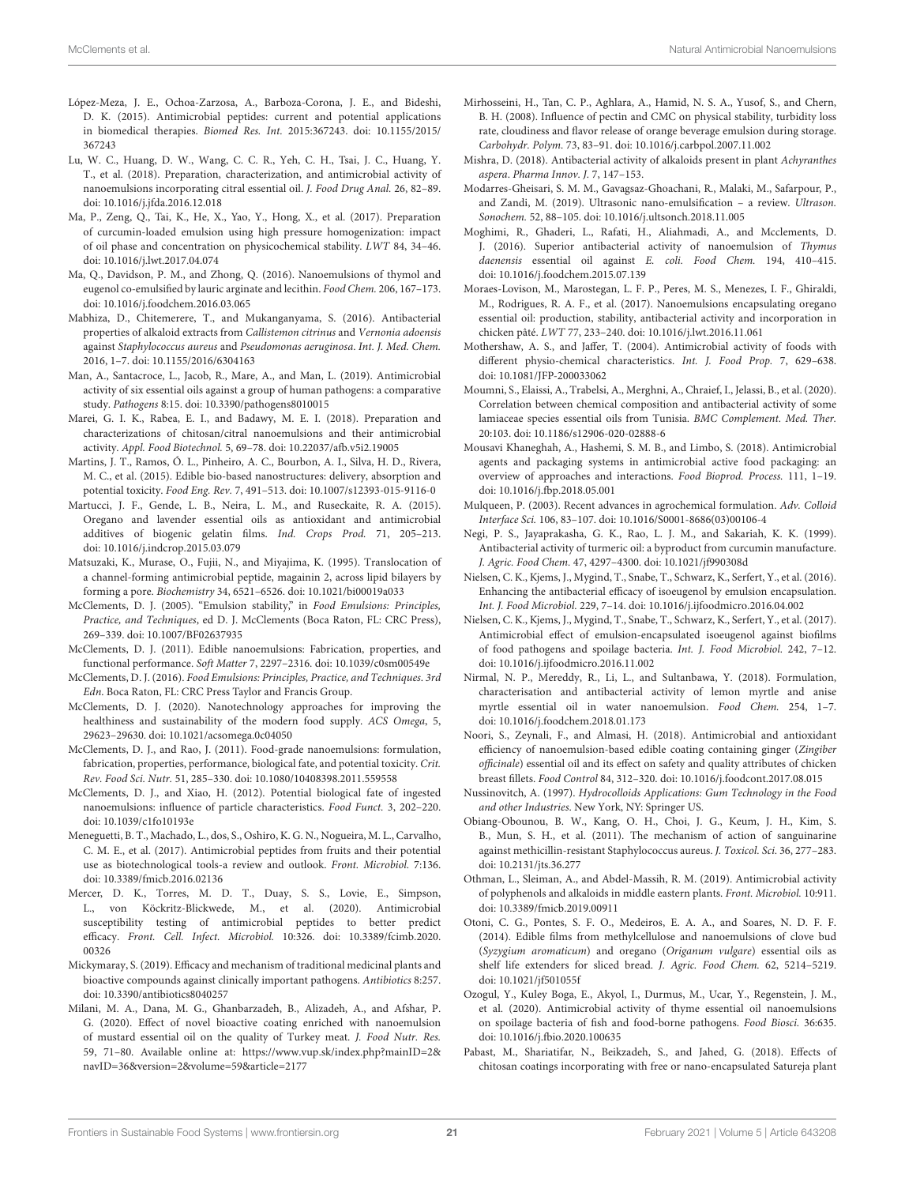López-Meza, J. E., Ochoa-Zarzosa, A., Barboza-Corona, J. E., and Bideshi, D. K. (2015). Antimicrobial peptides: current and potential applications in biomedical therapies. *Biomed Res. Int.* 2015:367243. doi: 10.1155/2015/367243

Lu, W. C., Huang, D. W., Wang, C. C. R., Yeh, C. H., Tsai, J. C., Huang, Y. T., et al. (2018). Preparation, characterization, and antimicrobial activity of nanoemulsions incorporating citral essential oil. *J. Food Drug Anal.* 26, 82–89. doi: 10.1016/j.jfda.2016.12.018

Ma, P., Zeng, Q., Tai, K., He, X., Yao, Y., Hong, X., et al. (2017). Preparation of curcumin-loaded emulsion using high pressure homogenization: impact of oil phase and concentration on physicochemical stability. *LWT* 84, 34–46. doi: 10.1016/j.lwt.2017.04.074

Ma, Q., Davidson, P. M., and Zhong, Q. (2016). Nanoemulsions of thymol and eugenol co-emulsified by lauric arginate and lecithin. *Food Chem.* 206, 167–173. doi: 10.1016/j.foodchem.2016.03.065

Mabhiza, D., Chitemerere, T., and Mukanganyama, S. (2016). Antibacterial properties of alkaloid extracts from *Callistemon citrinus* and *Vernonia adoensis* against *Staphylococcus aureus* and *Pseudomonas aeruginosa*. *Int. J. Med. Chem.* 2016, 1–7. doi: 10.1155/2016/6304163

Man, A., Santacroce, L., Jacob, R., Mare, A., and Man, L. (2019). Antimicrobial activity of six essential oils against a group of human pathogens: a comparative study. *Pathogens* 8:15. doi: 10.3390/pathogens8010015

Marei, G. I. K., Rabea, E. I., and Badawy, M. E. I. (2018). Preparation and characterizations of chitosan/citral nanoemulsions and their antimicrobial activity. *Appl. Food Biotechnol.* 5, 69–78. doi: 10.22037/afb.v5i2.19005

Martins, J. T., Ramos, Ó. L., Pinheiro, A. C., Bourbon, A. I., Silva, H. D., Rivera, M. C., et al. (2015). Edible bio-based nanostructures: delivery, absorption and potential toxicity. *Food Eng. Rev.* 7, 491–513. doi: 10.1007/s12393-015-9116-0

Martucci, J. F., Gende, L. B., Neira, L. M., and Ruseckaite, R. A. (2015). Oregano and lavender essential oils as antioxidant and antimicrobial additives of biogenic gelatin films. *Ind. Crops Prod.* 71, 205–213. doi: 10.1016/j.indcrop.2015.03.079

Matsuzaki, K., Murase, O., Fujii, N., and Miyajima, K. (1995). Translocation of a channel-forming antimicrobial peptide, magainin 2, across lipid bilayers by forming a pore. *Biochemistry* 34, 6521–6526. doi: 10.1021/bi00019a033

McClements, D. J. (2005). "Emulsion stability," in *Food Emulsions: Principles, Practice, and Techniques*, ed D. J. McClements (Boca Raton, FL: CRC Press), 269–339. doi: 10.1007/BF02637935

McClements, D. J. (2011). Edible nanoemulsions: Fabrication, properties, and functional performance. *Soft Matter* 7, 2297–2316. doi: 10.1039/c0sm00549e

McClements, D. J. (2016). *Food Emulsions: Principles, Practice, and Techniques. 3rd Edn*. Boca Raton, FL: CRC Press Taylor and Francis Group.

McClements, D. J. (2020). Nanotechnology approaches for improving the healthiness and sustainability of the modern food supply. *ACS Omega*, 5, 29623–29630. doi: 10.1021/acsomega.0c04050

McClements, D. J., and Rao, J. (2011). Food-grade nanoemulsions: formulation, fabrication, properties, performance, biological fate, and potential toxicity. *Crit. Rev. Food Sci. Nutr.* 51, 285–330. doi: 10.1080/10408398.2011.559558

McClements, D. J., and Xiao, H. (2012). Potential biological fate of ingested nanoemulsions: influence of particle characteristics. *Food Funct.* 3, 202–220. doi: 10.1039/c1fo10193e

Meneguetti, B. T., Machado, L., dos, S., Oshiro, K. G. N., Nogueira, M. L., Carvalho, C. M. E., et al. (2017). Antimicrobial peptides from fruits and their potential use as biotechnological tools-a review and outlook. *Front. Microbiol.* 7:136. doi: 10.3389/fmicb.2016.02136

Mercer, D. K., Torres, M. D. T., Duay, S. S., Lovie, E., Simpson, L., von Köckritz-Blickwede, M., et al. (2020). Antimicrobial susceptibility testing of antimicrobial peptides to better predict efficacy. *Front. Cell. Infect. Microbiol.* 10:326. doi: 10.3389/fcimb.2020.00326

Mickymaray, S. (2019). Efficacy and mechanism of traditional medicinal plants and bioactive compounds against clinically important pathogens. *Antibiotics* 8:257. doi: 10.3390/antibiotics8040257

Milani, M. A., Dana, M. G., Ghanbarzadeh, B., Alizadeh, A., and Afshar, P. G. (2020). Effect of novel bioactive coating enriched with nanoemulsion of mustard essential oil on the quality of Turkey meat. *J. Food Nutr. Res.* 59, 71–80. Available online at: https://www.vup.sk/index.php?mainID=2&navID=36&version=2&volume=59&article=2177

Mirhosseini, H., Tan, C. P., Aghlara, A., Hamid, N. S. A., Yusof, S., and Chern, B. H. (2008). Influence of pectin and CMC on physical stability, turbidity loss rate, cloudiness and flavor release of orange beverage emulsion during storage. *Carbohydr. Polym.* 73, 83–91. doi: 10.1016/j.carbpol.2007.11.002

Mishra, D. (2018). Antibacterial activity of alkaloids present in plant *Achyranthes aspera*. *Pharma Innov. J.* 7, 147–153.

Modarres-Gheisari, S. M. M., Gavagsaz-Ghoachani, R., Malaki, M., Safarpour, P., and Zandi, M. (2019). Ultrasonic nano-emulsification – a review. *Ultrason. Sonochem.* 52, 88–105. doi: 10.1016/j.ultsonch.2018.11.005

Moghimi, R., Ghaderi, L., Rafati, H., Aliahmadi, A., and Mcclements, D. J. (2016). Superior antibacterial activity of nanoemulsion of *Thymus daenensis* essential oil against *E. coli*. *Food Chem.* 194, 410–415. doi: 10.1016/j.foodchem.2015.07.139

Moraes-Lovison, M., Marostegan, L. F. P., Peres, M. S., Menezes, I. F., Ghiraldi, M., Rodrigues, R. A. F., et al. (2017). Nanoemulsions encapsulating oregano essential oil: production, stability, antibacterial activity and incorporation in chicken pâté. *LWT* 77, 233–240. doi: 10.1016/j.lwt.2016.11.061

Mothershaw, A. S., and Jaffer, T. (2004). Antimicrobial activity of foods with different physio-chemical characteristics. *Int. J. Food Prop.* 7, 629–638. doi: 10.1081/JFP-200033062

Moumni, S., Elaissi, A., Trabelsi, A., Merghni, A., Chraief, I., Jelassi, B., et al. (2020). Correlation between chemical composition and antibacterial activity of some lamiaceae species essential oils from Tunisia. *BMC Complement. Med. Ther.* 20:103. doi: 10.1186/s12906-020-02888-6

Mousavi Khaneghah, A., Hashemi, S. M. B., and Limbo, S. (2018). Antimicrobial agents and packaging systems in antimicrobial active food packaging: an overview of approaches and interactions. *Food Bioprod. Process.* 111, 1–19. doi: 10.1016/j.fbp.2018.05.001

Mulqueen, P. (2003). Recent advances in agrochemical formulation. *Adv. Colloid Interface Sci.* 106, 83–107. doi: 10.1016/S0001-8686(03)00106-4

Negi, P. S., Jayaprakasha, G. K., Rao, L. J. M., and Sakariah, K. K. (1999). Antibacterial activity of turmeric oil: a byproduct from curcumin manufacture. *J. Agric. Food Chem.* 47, 4297–4300. doi: 10.1021/jf990308d

Nielsen, C. K., Kjems, J., Mygind, T., Snabe, T., Schwarz, K., Serfert, Y., et al. (2016). Enhancing the antibacterial efficacy of isoeugenol by emulsion encapsulation. *Int. J. Food Microbiol.* 229, 7–14. doi: 10.1016/j.ijfoodmicro.2016.04.002

Nielsen, C. K., Kjems, J., Mygind, T., Snabe, T., Schwarz, K., Serfert, Y., et al. (2017). Antimicrobial effect of emulsion-encapsulated isoeugenol against biofilms of food pathogens and spoilage bacteria. *Int. J. Food Microbiol.* 242, 7–12. doi: 10.1016/j.ijfoodmicro.2016.11.002

Nirmal, N. P., Mereddy, R., Li, L., and Sultanbawa, Y. (2018). Formulation, characterisation and antibacterial activity of lemon myrtle and anise myrtle essential oil in water nanoemulsion. *Food Chem.* 254, 1–7. doi: 10.1016/j.foodchem.2018.01.173

Noori, S., Zeynali, F., and Almasi, H. (2018). Antimicrobial and antioxidant efficiency of nanoemulsion-based edible coating containing ginger (*Zingiber officinale*) essential oil and its effect on safety and quality attributes of chicken breast fillets. *Food Control* 84, 312–320. doi: 10.1016/j.foodcont.2017.08.015

Nussinovitch, A. (1997). *Hydrocolloids Applications: Gum Technology in the Food and other Industries*. New York, NY: Springer US.

Obiang-Obounou, B. W., Kang, O. H., Choi, J. G., Keum, J. H., Kim, S. B., Mun, S. H., et al. (2011). The mechanism of action of sanguinarine against methicillin-resistant Staphylococcus aureus. *J. Toxicol. Sci.* 36, 277–283. doi: 10.2131/jts.36.277

Othman, L., Sleiman, A., and Abdel-Massih, R. M. (2019). Antimicrobial activity of polyphenols and alkaloids in middle eastern plants. *Front. Microbiol.* 10:911. doi: 10.3389/fmicb.2019.00911

Otoni, C. G., Pontes, S. F. O., Medeiros, E. A. A., and Soares, N. D. F. F. (2014). Edible films from methylcellulose and nanoemulsions of clove bud (*Syzygium aromaticum*) and oregano (*Origanum vulgare*) essential oils as shelf life extenders for sliced bread. *J. Agric. Food Chem.* 62, 5214–5219. doi: 10.1021/jf501055f

Ozogul, Y., Kuley Boga, E., Akyol, I., Durmus, M., Ucar, Y., Regenstein, J. M., et al. (2020). Antimicrobial activity of thyme essential oil nanoemulsions on spoilage bacteria of fish and food-borne pathogens. *Food Biosci.* 36:635. doi: 10.1016/j.fbio.2020.100635

Pabast, M., Shariatifar, N., Beikzadeh, S., and Jahed, G. (2018). Effects of chitosan coatings incorporating with free or nano-encapsulated Satureja plant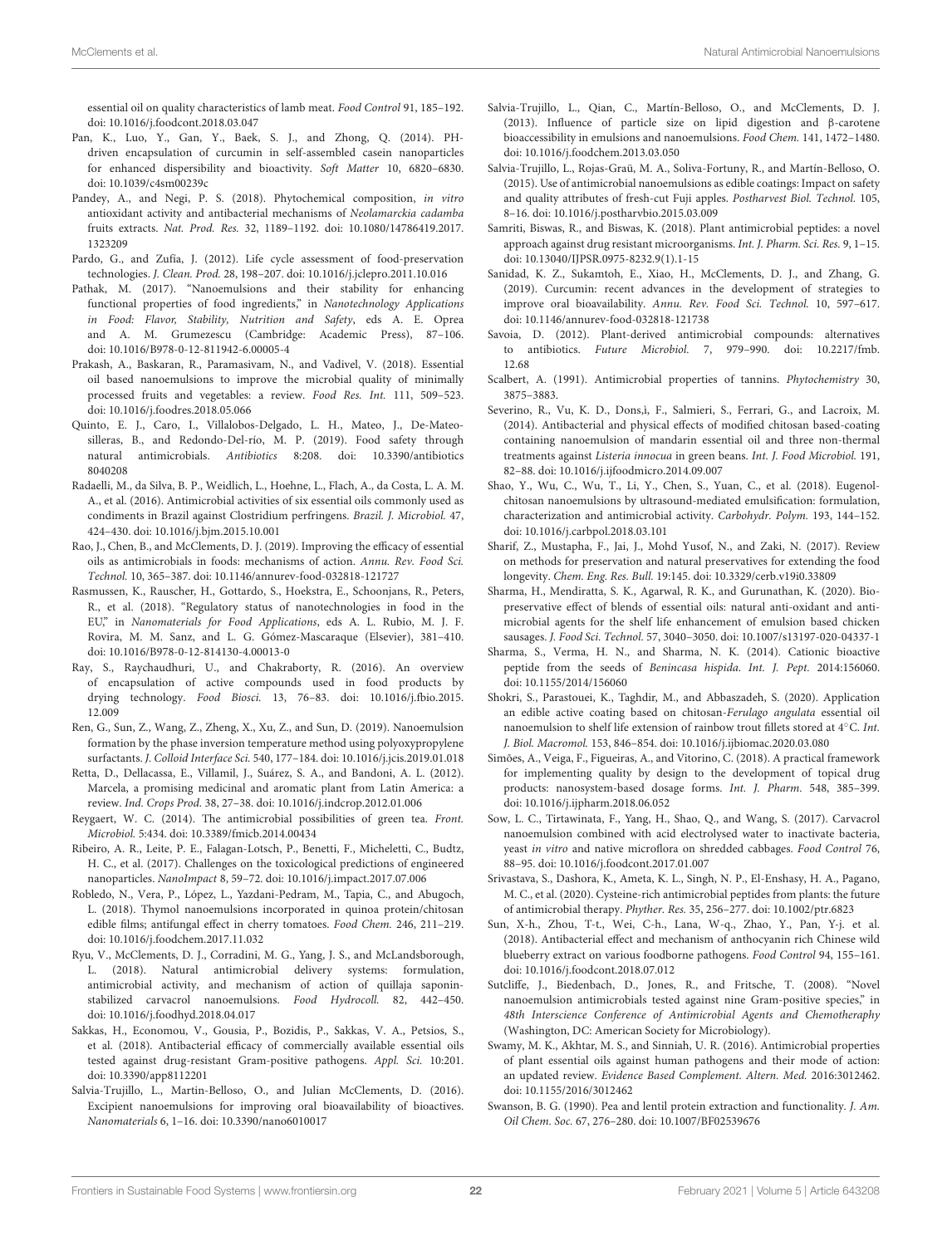essential oil on quality characteristics of lamb meat. *Food Control* 91, 185–192. doi: 10.1016/j.foodcont.2018.03.047

Pan, K., Luo, Y., Gan, Y., Baek, S. J., and Zhong, Q. (2014). PH-driven encapsulation of curcumin in self-assembled casein nanoparticles for enhanced dispersibility and bioactivity. *Soft Matter* 10, 6820–6830. doi: 10.1039/c4sm00239c

Pandey, A., and Negi, P. S. (2018). Phytochemical composition, *in vitro* antioxidant activity and antibacterial mechanisms of *Neolamarckia cadamba* fruits extracts. *Nat. Prod. Res.* 32, 1189–1192. doi: 10.1080/14786419.2017.1323209

Pardo, G., and Zufía, J. (2012). Life cycle assessment of food-preservation technologies. *J. Clean. Prod.* 28, 198–207. doi: 10.1016/j.jclepro.2011.10.016

Pathak, M. (2017). "Nanoemulsions and their stability for enhancing functional properties of food ingredients," in *Nanotechnology Applications in Food: Flavor, Stability, Nutrition and Safety*, eds A. E. Oprea and A. M. Grumezescu (Cambridge: Academic Press), 87–106. doi: 10.1016/B978-0-12-811942-6.00005-4

Prakash, A., Baskaran, R., Paramasivam, N., and Vadivel, V. (2018). Essential oil based nanoemulsions to improve the microbial quality of minimally processed fruits and vegetables: a review. *Food Res. Int.* 111, 509–523. doi: 10.1016/j.foodres.2018.05.066

Quinto, E. J., Caro, I., Villalobos-Delgado, L. H., Mateo, J., De-Mateo-silleras, B., and Redondo-Del-río, M. P. (2019). Food safety through natural antimicrobials. *Antibiotics* 8:208. doi: 10.3390/antibiotics8040208

Radaelli, M., da Silva, B. P., Weidlich, L., Hoehne, L., Flach, A., da Costa, L. A. M. A., et al. (2016). Antimicrobial activities of six essential oils commonly used as condiments in Brazil against Clostridium perfringens. *Brazil. J. Microbiol.* 47, 424–430. doi: 10.1016/j.bjm.2015.10.001

Rao, J., Chen, B., and McClements, D. J. (2019). Improving the efficacy of essential oils as antimicrobials in foods: mechanisms of action. *Annu. Rev. Food Sci. Technol.* 10, 365–387. doi: 10.1146/annurev-food-032818-121727

Rasmussen, K., Rauscher, H., Gottardo, S., Hoekstra, E., Schoonjans, R., Peters, R., et al. (2018). "Regulatory status of nanotechnologies in food in the EU," in *Nanomaterials for Food Applications*, eds A. L. Rubio, M. J. F. Rovira, M. M. Sanz, and L. G. Gómez-Mascaraque (Elsevier), 381–410. doi: 10.1016/B978-0-12-814130-4.00013-0

Ray, S., Raychaudhuri, U., and Chakraborty, R. (2016). An overview of encapsulation of active compounds used in food products by drying technology. *Food Biosci.* 13, 76–83. doi: 10.1016/j.fbio.2015.12.009

Ren, G., Sun, Z., Wang, Z., Zheng, X., Xu, Z., and Sun, D. (2019). Nanoemulsion formation by the phase inversion temperature method using polyoxypropylene surfactants. *J. Colloid Interface Sci.* 540, 177–184. doi: 10.1016/j.jcis.2019.01.018

Retta, D., Dellacassa, E., Villamil, J., Suárez, S. A., and Bandoni, A. L. (2012). Marcela, a promising medicinal and aromatic plant from Latin America: a review. *Ind. Crops Prod.* 38, 27–38. doi: 10.1016/j.indcrop.2012.01.006

Reygaert, W. C. (2014). The antimicrobial possibilities of green tea. *Front. Microbiol.* 5:434. doi: 10.3389/fmicb.2014.00434

Ribeiro, A. R., Leite, P. E., Falagan-Lotsch, P., Benetti, F., Micheletti, C., Budtz, H. C., et al. (2017). Challenges on the toxicological predictions of engineered nanoparticles. *NanoImpact* 8, 59–72. doi: 10.1016/j.impact.2017.07.006

Robledo, N., Vera, P., López, L., Yazdani-Pedram, M., Tapia, C., and Abugoch, L. (2018). Thymol nanoemulsions incorporated in quinoa protein/chitosan edible films; antifungal effect in cherry tomatoes. *Food Chem.* 246, 211–219. doi: 10.1016/j.foodchem.2017.11.032

Ryu, V., McClements, D. J., Corradini, M. G., Yang, J. S., and McLandsborough, L. (2018). Natural antimicrobial delivery systems: formulation, antimicrobial activity, and mechanism of action of quillaja saponin-stabilized carvacrol nanoemulsions. *Food Hydrocoll.* 82, 442–450. doi: 10.1016/j.foodhyd.2018.04.017

Sakkas, H., Economou, V., Gousia, P., Bozidis, P., Sakkas, V. A., Petsios, S., et al. (2018). Antibacterial efficacy of commercially available essential oils tested against drug-resistant Gram-positive pathogens. *Appl. Sci.* 10:201. doi: 10.3390/app8112201

Salvia-Trujillo, L., Martin-Belloso, O., and Julian McClements, D. (2016). Excipient nanoemulsions for improving oral bioavailability of bioactives. *Nanomaterials* 6, 1–16. doi: 10.3390/nano6010017

Salvia-Trujillo, L., Qian, C., Martín-Belloso, O., and McClements, D. J. (2013). Influence of particle size on lipid digestion and β-carotene bioaccessibility in emulsions and nanoemulsions. *Food Chem.* 141, 1472–1480. doi: 10.1016/j.foodchem.2013.03.050

Salvia-Trujillo, L., Rojas-Graü, M. A., Soliva-Fortuny, R., and Martín-Belloso, O. (2015). Use of antimicrobial nanoemulsions as edible coatings: Impact on safety and quality attributes of fresh-cut Fuji apples. *Postharvest Biol. Technol.* 105, 8–16. doi: 10.1016/j.postharvbio.2015.03.009

Samriti, Biswas, R., and Biswas, K. (2018). Plant antimicrobial peptides: a novel approach against drug resistant microorganisms. *Int. J. Pharm. Sci. Res.* 9, 1–15. doi: 10.13040/IJPSR.0975-8232.9(1).1-15

Sanidad, K. Z., Sukamtoh, E., Xiao, H., McClements, D. J., and Zhang, G. (2019). Curcumin: recent advances in the development of strategies to improve oral bioavailability. *Annu. Rev. Food Sci. Technol.* 10, 597–617. doi: 10.1146/annurev-food-032818-121738

Savoia, D. (2012). Plant-derived antimicrobial compounds: alternatives to antibiotics. *Future Microbiol.* 7, 979–990. doi: 10.2217/fmb.12.68

Scalbert, A. (1991). Antimicrobial properties of tannins. *Phytochemistry* 30, 3875–3883.

Severino, R., Vu, K. D., Dons,ì, F., Salmieri, S., Ferrari, G., and Lacroix, M. (2014). Antibacterial and physical effects of modified chitosan based-coating containing nanoemulsion of mandarin essential oil and three non-thermal treatments against *Listeria innocua* in green beans. *Int. J. Food Microbiol.* 191, 82–88. doi: 10.1016/j.ijfoodmicro.2014.09.007

Shao, Y., Wu, C., Wu, T., Li, Y., Chen, S., Yuan, C., et al. (2018). Eugenol-chitosan nanoemulsions by ultrasound-mediated emulsification: formulation, characterization and antimicrobial activity. *Carbohydr. Polym.* 193, 144–152. doi: 10.1016/j.carbpol.2018.03.101

Sharif, Z., Mustapha, F., Jai, J., Mohd Yusof, N., and Zaki, N. (2017). Review on methods for preservation and natural preservatives for extending the food longevity. *Chem. Eng. Res. Bull.* 19:145. doi: 10.3329/cerb.v19i0.33809

Sharma, H., Mendiratta, S. K., Agarwal, R. K., and Gurunathan, K. (2020). Bio-preservative effect of blends of essential oils: natural anti-oxidant and anti-microbial agents for the shelf life enhancement of emulsion based chicken sausages. *J. Food Sci. Technol.* 57, 3040–3050. doi: 10.1007/s13197-020-04337-1

Sharma, S., Verma, H. N., and Sharma, N. K. (2014). Cationic bioactive peptide from the seeds of *Benincasa hispida*. *Int. J. Pept.* 2014:156060. doi: 10.1155/2014/156060

Shokri, S., Parastouei, K., Taghdir, M., and Abbaszadeh, S. (2020). Application an edible active coating based on chitosan-*Ferulago angulata* essential oil nanoemulsion to shelf life extension of rainbow trout fillets stored at 4°C. *Int. J. Biol. Macromol.* 153, 846–854. doi: 10.1016/j.ijbiomac.2020.03.080

Simões, A., Veiga, F., Figueiras, A., and Vitorino, C. (2018). A practical framework for implementing quality by design to the development of topical drug products: nanosystem-based dosage forms. *Int. J. Pharm.* 548, 385–399. doi: 10.1016/j.ijpharm.2018.06.052

Sow, L. C., Tirtawinata, F., Yang, H., Shao, Q., and Wang, S. (2017). Carvacrol nanoemulsion combined with acid electrolysed water to inactivate bacteria, yeast *in vitro* and native microflora on shredded cabbages. *Food Control* 76, 88–95. doi: 10.1016/j.foodcont.2017.01.007

Srivastava, S., Dashora, K., Ameta, K. L., Singh, N. P., El-Enshasy, H. A., Pagano, M. C., et al. (2020). Cysteine-rich antimicrobial peptides from plants: the future of antimicrobial therapy. *Phyther. Res.* 35, 256–277. doi: 10.1002/ptr.6823

Sun, X-h., Zhou, T-t., Wei, C-h., Lana, W-q., Zhao, Y., Pan, Y-j. et al. (2018). Antibacterial effect and mechanism of anthocyanin rich Chinese wild blueberry extract on various foodborne pathogens. *Food Control* 94, 155–161. doi: 10.1016/j.foodcont.2018.07.012

Sutcliffe, J., Biedenbach, D., Jones, R., and Fritsche, T. (2008). "Novel nanoemulsion antimicrobials tested against nine Gram-positive species," in *48th Interscience Conference of Antimicrobial Agents and Chemotheraphy* (Washington, DC: American Society for Microbiology).

Swamy, M. K., Akhtar, M. S., and Sinniah, U. R. (2016). Antimicrobial properties of plant essential oils against human pathogens and their mode of action: an updated review. *Evidence Based Complement. Altern. Med.* 2016:3012462. doi: 10.1155/2016/3012462

Swanson, B. G. (1990). Pea and lentil protein extraction and functionality. *J. Am. Oil Chem. Soc.* 67, 276–280. doi: 10.1007/BF02539676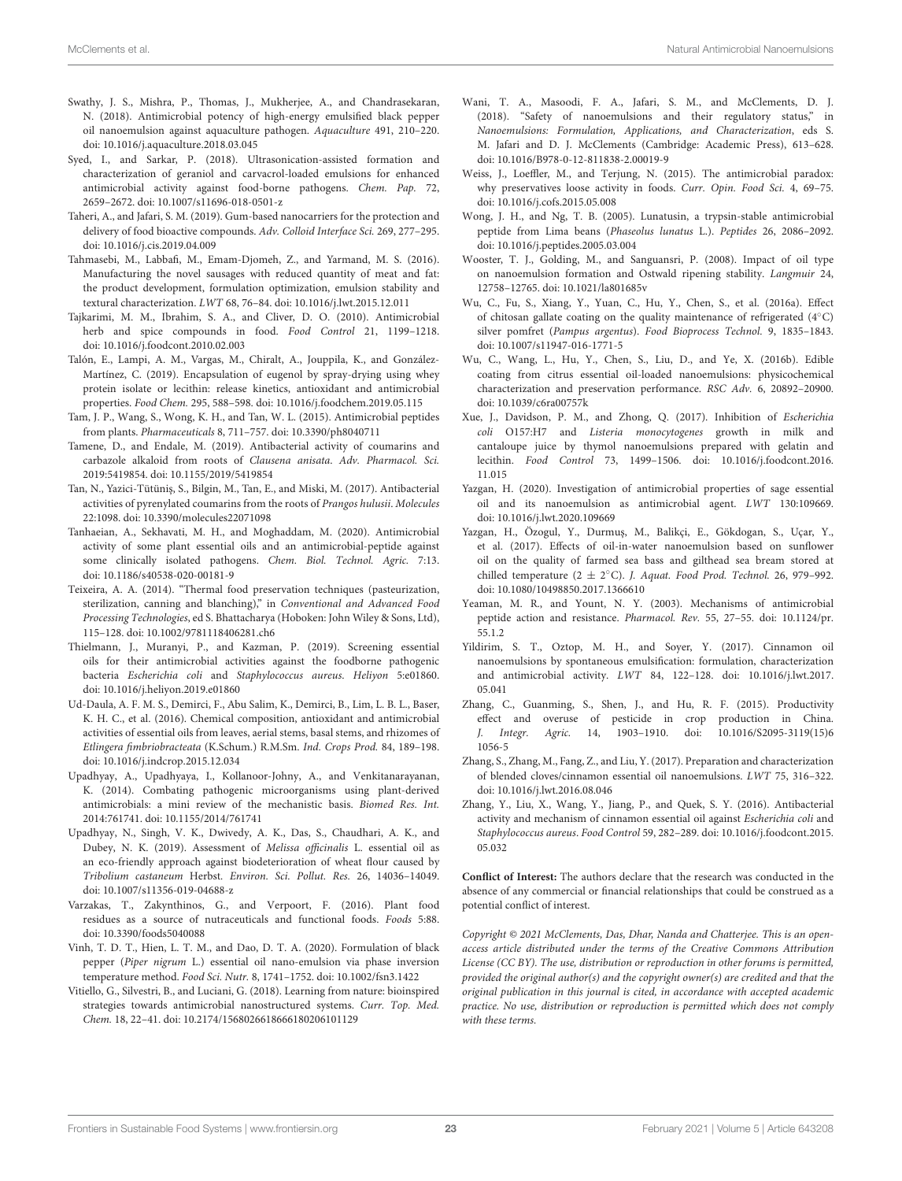Swathy, J. S., Mishra, P., Thomas, J., Mukherjee, A., and Chandrasekaran, N. (2018). Antimicrobial potency of high-energy emulsified black pepper oil nanoemulsion against aquaculture pathogen. *Aquaculture* 491, 210–220. doi: 10.1016/j.aquaculture.2018.03.045

Syed, I., and Sarkar, P. (2018). Ultrasonication-assisted formation and characterization of geraniol and carvacrol-loaded emulsions for enhanced antimicrobial activity against food-borne pathogens. *Chem. Pap.* 72, 2659–2672. doi: 10.1007/s11696-018-0501-z

Taheri, A., and Jafari, S. M. (2019). Gum-based nanocarriers for the protection and delivery of food bioactive compounds. *Adv. Colloid Interface Sci.* 269, 277–295. doi: 10.1016/j.cis.2019.04.009

Tahmasebi, M., Labbafi, M., Emam-Djomeh, Z., and Yarmand, M. S. (2016). Manufacturing the novel sausages with reduced quantity of meat and fat: the product development, formulation optimization, emulsion stability and textural characterization. *LWT* 68, 76–84. doi: 10.1016/j.lwt.2015.12.011

Tajkarimi, M. M., Ibrahim, S. A., and Cliver, D. O. (2010). Antimicrobial herb and spice compounds in food. *Food Control* 21, 1199–1218. doi: 10.1016/j.foodcont.2010.02.003

Talón, E., Lampi, A. M., Vargas, M., Chiralt, A., Jouppila, K., and González-Martínez, C. (2019). Encapsulation of eugenol by spray-drying using whey protein isolate or lecithin: release kinetics, antioxidant and antimicrobial properties. *Food Chem.* 295, 588–598. doi: 10.1016/j.foodchem.2019.05.115

Tam, J. P., Wang, S., Wong, K. H., and Tan, W. L. (2015). Antimicrobial peptides from plants. *Pharmaceuticals* 8, 711–757. doi: 10.3390/ph8040711

Tamene, D., and Endale, M. (2019). Antibacterial activity of coumarins and carbazole alkaloid from roots of *Clausena anisata*. *Adv. Pharmacol. Sci.* 2019:5419854. doi: 10.1155/2019/5419854

Tan, N., Yazici-Tütüniş, S., Bilgin, M., Tan, E., and Miski, M. (2017). Antibacterial activities of pyrenylated coumarins from the roots of *Prangos hulusii*. *Molecules* 22:1098. doi: 10.3390/molecules22071098

Tanhaeian, A., Sekhavati, M. H., and Moghaddam, M. (2020). Antimicrobial activity of some plant essential oils and an antimicrobial-peptide against some clinically isolated pathogens. *Chem. Biol. Technol. Agric.* 7:13. doi: 10.1186/s40538-020-00181-9

Teixeira, A. A. (2014). "Thermal food preservation techniques (pasteurization, sterilization, canning and blanching)," in *Conventional and Advanced Food Processing Technologies*, ed S. Bhattacharya (Hoboken: John Wiley & Sons, Ltd), 115–128. doi: 10.1002/9781118406281.ch6

Thielmann, J., Muranyi, P., and Kazman, P. (2019). Screening essential oils for their antimicrobial activities against the foodborne pathogenic bacteria *Escherichia coli* and *Staphylococcus aureus*. *Heliyon* 5:e01860. doi: 10.1016/j.heliyon.2019.e01860

Ud-Daula, A. F. M. S., Demirci, F., Abu Salim, K., Demirci, B., Lim, L. B. L., Baser, K. H. C., et al. (2016). Chemical composition, antioxidant and antimicrobial activities of essential oils from leaves, aerial stems, basal stems, and rhizomes of *Etlingera fimbriobracteata* (K.Schum.) R.M.Sm. *Ind. Crops Prod.* 84, 189–198. doi: 10.1016/j.indcrop.2015.12.034

Upadhyay, A., Upadhyaya, I., Kollanoor-Johny, A., and Venkitanarayanan, K. (2014). Combating pathogenic microorganisms using plant-derived antimicrobials: a mini review of the mechanistic basis. *Biomed Res. Int.* 2014:761741. doi: 10.1155/2014/761741

Upadhyay, N., Singh, V. K., Dwivedy, A. K., Das, S., Chaudhari, A. K., and Dubey, N. K. (2019). Assessment of *Melissa officinalis* L. essential oil as an eco-friendly approach against biodeterioration of wheat flour caused by *Tribolium castaneum* Herbst. *Environ. Sci. Pollut. Res.* 26, 14036–14049. doi: 10.1007/s11356-019-04688-z

Varzakas, T., Zakynthinos, G., and Verpoort, F. (2016). Plant food residues as a source of nutraceuticals and functional foods. *Foods* 5:88. doi: 10.3390/foods5040088

Vinh, T. D. T., Hien, L. T. M., and Dao, D. T. A. (2020). Formulation of black pepper (*Piper nigrum* L.) essential oil nano-emulsion via phase inversion temperature method. *Food Sci. Nutr.* 8, 1741–1752. doi: 10.1002/fsn3.1422

Vitiello, G., Silvestri, B., and Luciani, G. (2018). Learning from nature: bioinspired strategies towards antimicrobial nanostructured systems. *Curr. Top. Med. Chem.* 18, 22–41. doi: 10.2174/1568026618666180206101129

Wani, T. A., Masoodi, F. A., Jafari, S. M., and McClements, D. J. (2018). "Safety of nanoemulsions and their regulatory status," in *Nanoemulsions: Formulation, Applications, and Characterization*, eds S. M. Jafari and D. J. McClements (Cambridge: Academic Press), 613–628. doi: 10.1016/B978-0-12-811838-2.00019-9

Weiss, J., Loeffler, M., and Terjung, N. (2015). The antimicrobial paradox: why preservatives loose activity in foods. *Curr. Opin. Food Sci.* 4, 69–75. doi: 10.1016/j.cofs.2015.05.008

Wong, J. H., and Ng, T. B. (2005). Lunatusin, a trypsin-stable antimicrobial peptide from Lima beans (*Phaseolus lunatus* L.). *Peptides* 26, 2086–2092. doi: 10.1016/j.peptides.2005.03.004

Wooster, T. J., Golding, M., and Sanguansri, P. (2008). Impact of oil type on nanoemulsion formation and Ostwald ripening stability. *Langmuir* 24, 12758–12765. doi: 10.1021/la801685v

Wu, C., Fu, S., Xiang, Y., Yuan, C., Hu, Y., Chen, S., et al. (2016a). Effect of chitosan gallate coating on the quality maintenance of refrigerated (4°C) silver pomfret (*Pampus argentus*). *Food Bioprocess Technol.* 9, 1835–1843. doi: 10.1007/s11947-016-1771-5

Wu, C., Wang, L., Hu, Y., Chen, S., Liu, D., and Ye, X. (2016b). Edible coating from citrus essential oil-loaded nanoemulsions: physicochemical characterization and preservation performance. *RSC Adv.* 6, 20892–20900. doi: 10.1039/c6ra00757k

Xue, J., Davidson, P. M., and Zhong, Q. (2017). Inhibition of *Escherichia coli* O157:H7 and *Listeria monocytogenes* growth in milk and cantaloupe juice by thymol nanoemulsions prepared with gelatin and lecithin. *Food Control* 73, 1499–1506. doi: 10.1016/j.foodcont.2016.11.015

Yazgan, H. (2020). Investigation of antimicrobial properties of sage essential oil and its nanoemulsion as antimicrobial agent. *LWT* 130:109669. doi: 10.1016/j.lwt.2020.109669

Yazgan, H., Özogul, Y., Durmuş, M., Balikçi, E., Gökdogan, S., Uçar, Y., et al. (2017). Effects of oil-in-water nanoemulsion based on sunflower oil on the quality of farmed sea bass and gilthead sea bream stored at chilled temperature (2 ± 2°C). *J. Aquat. Food Prod. Technol.* 26, 979–992. doi: 10.1080/10498850.2017.1366610

Yeaman, M. R., and Yount, N. Y. (2003). Mechanisms of antimicrobial peptide action and resistance. *Pharmacol. Rev.* 55, 27–55. doi: 10.1124/pr.55.1.2

Yildirim, S. T., Oztop, M. H., and Soyer, Y. (2017). Cinnamon oil nanoemulsions by spontaneous emulsification: formulation, characterization and antimicrobial activity. *LWT* 84, 122–128. doi: 10.1016/j.lwt.2017.05.041

Zhang, C., Guanming, S., Shen, J., and Hu, R. F. (2015). Productivity effect and overuse of pesticide in crop production in China. *J. Integr. Agric.* 14, 1903–1910. doi: 10.1016/S2095-3119(15)61056-5

Zhang, S., Zhang, M., Fang, Z., and Liu, Y. (2017). Preparation and characterization of blended cloves/cinnamon essential oil nanoemulsions. *LWT* 75, 316–322. doi: 10.1016/j.lwt.2016.08.046

Zhang, Y., Liu, X., Wang, Y., Jiang, P., and Quek, S. Y. (2016). Antibacterial activity and mechanism of cinnamon essential oil against *Escherichia coli* and *Staphylococcus aureus*. *Food Control* 59, 282–289. doi: 10.1016/j.foodcont.2015.05.032

**Conflict of Interest:** The authors declare that the research was conducted in the absence of any commercial or financial relationships that could be construed as a potential conflict of interest.

*Copyright © 2021 McClements, Das, Dhar, Nanda and Chatterjee. This is an open-access article distributed under the terms of the Creative Commons Attribution License (CC BY). The use, distribution or reproduction in other forums is permitted, provided the original author(s) and the copyright owner(s) are credited and that the original publication in this journal is cited, in accordance with accepted academic practice. No use, distribution or reproduction is permitted which does not comply with these terms.*